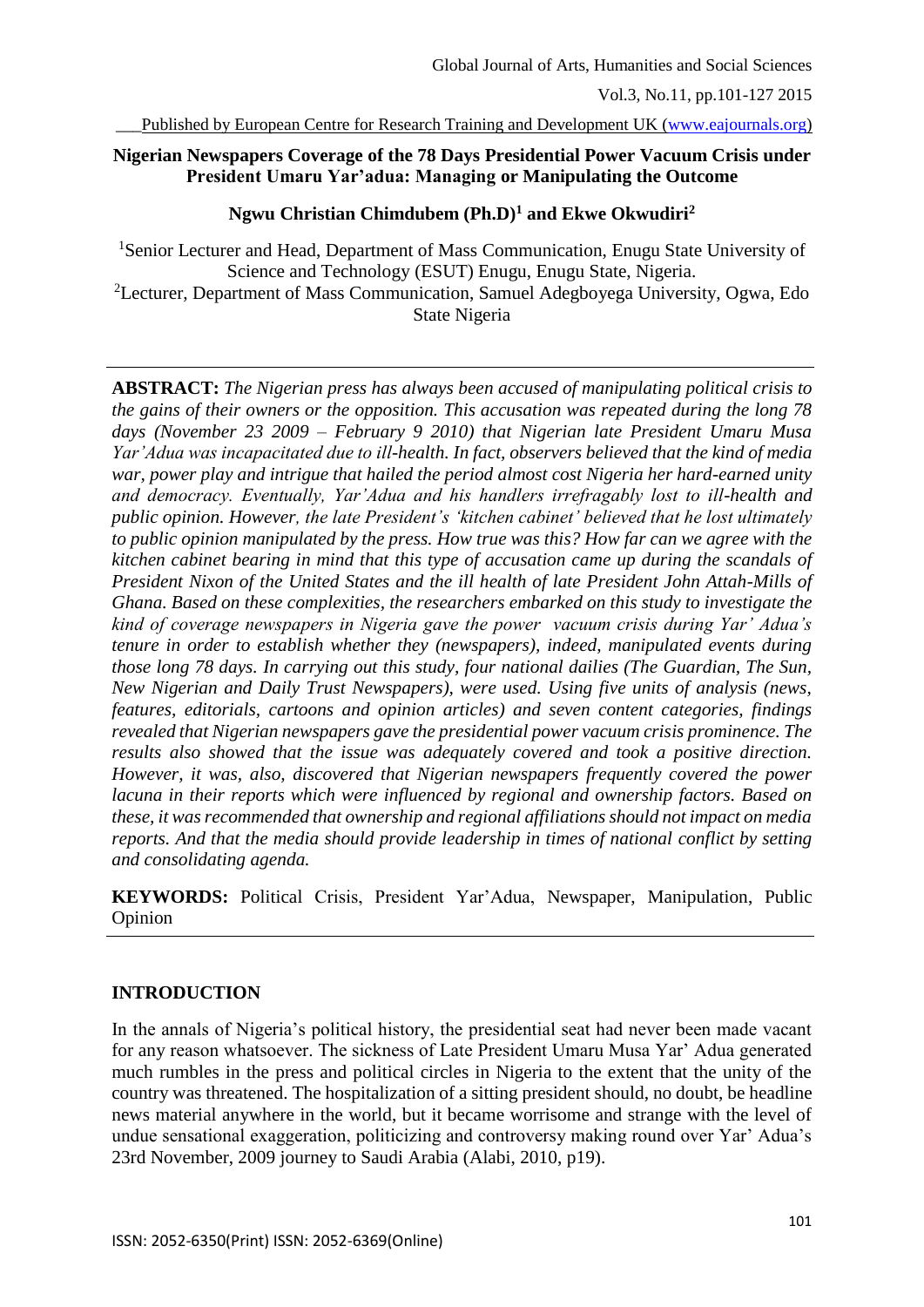# Nigerian Newspapers Coverage of the 78 Days Presidential Power Vacuum Crisis under President Umaru Yar'adua: Managing or Manipulating the Outcome

**Ngwu Christian Chimdubem (Ph.D)[1] and Ekwe Okwudiri[2]**

[1]Senior Lecturer and Head, Department of Mass Communication, Enugu State University of Science and Technology (ESUT) Enugu, Enugu State, Nigeria.
[2]Lecturer, Department of Mass Communication, Samuel Adegboyega University, Ogwa, Edo State Nigeria

---

**ABSTRACT:** *The Nigerian press has always been accused of manipulating political crisis to the gains of their owners or the opposition. This accusation was repeated during the long 78 days (November 23 2009 – February 9 2010) that Nigerian late President Umaru Musa Yar'Adua was incapacitated due to ill-health. In fact, observers believed that the kind of media war, power play and intrigue that hailed the period almost cost Nigeria her hard-earned unity and democracy. Eventually, Yar'Adua and his handlers irrefragably lost to ill-health and public opinion. However, the late President's 'kitchen cabinet' believed that he lost ultimately to public opinion manipulated by the press. How true was this? How far can we agree with the kitchen cabinet bearing in mind that this type of accusation came up during the scandals of President Nixon of the United States and the ill health of late President John Attah-Mills of Ghana. Based on these complexities, the researchers embarked on this study to investigate the kind of coverage newspapers in Nigeria gave the power vacuum crisis during Yar' Adua's tenure in order to establish whether they (newspapers), indeed, manipulated events during those long 78 days. In carrying out this study, four national dailies (The Guardian, The Sun, New Nigerian and Daily Trust Newspapers), were used. Using five units of analysis (news, features, editorials, cartoons and opinion articles) and seven content categories, findings revealed that Nigerian newspapers gave the presidential power vacuum crisis prominence. The results also showed that the issue was adequately covered and took a positive direction. However, it was, also, discovered that Nigerian newspapers frequently covered the power lacuna in their reports which were influenced by regional and ownership factors. Based on these, it was recommended that ownership and regional affiliations should not impact on media reports. And that the media should provide leadership in times of national conflict by setting and consolidating agenda.*

**KEYWORDS:** Political Crisis, President Yar'Adua, Newspaper, Manipulation, Public Opinion

---

## INTRODUCTION

In the annals of Nigeria's political history, the presidential seat had never been made vacant for any reason whatsoever. The sickness of Late President Umaru Musa Yar' Adua generated much rumbles in the press and political circles in Nigeria to the extent that the unity of the country was threatened. The hospitalization of a sitting president should, no doubt, be headline news material anywhere in the world, but it became worrisome and strange with the level of undue sensational exaggeration, politicizing and controversy making round over Yar' Adua's 23rd November, 2009 journey to Saudi Arabia (Alabi, 2010, p19).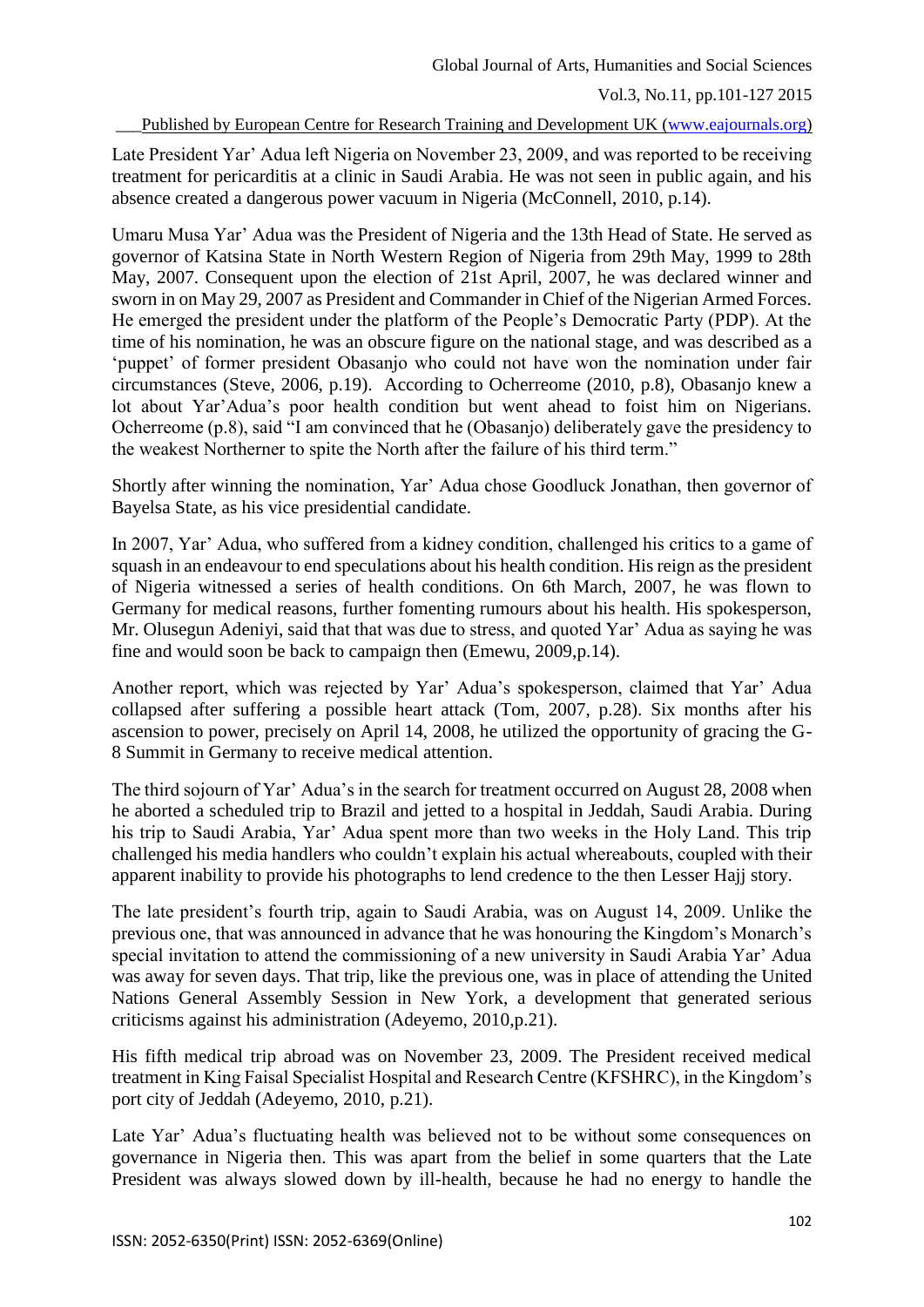Late President Yar' Adua left Nigeria on November 23, 2009, and was reported to be receiving treatment for pericarditis at a clinic in Saudi Arabia. He was not seen in public again, and his absence created a dangerous power vacuum in Nigeria (McConnell, 2010, p.14).

Umaru Musa Yar' Adua was the President of Nigeria and the 13th Head of State. He served as governor of Katsina State in North Western Region of Nigeria from 29th May, 1999 to 28th May, 2007. Consequent upon the election of 21st April, 2007, he was declared winner and sworn in on May 29, 2007 as President and Commander in Chief of the Nigerian Armed Forces. He emerged the president under the platform of the People's Democratic Party (PDP). At the time of his nomination, he was an obscure figure on the national stage, and was described as a 'puppet' of former president Obasanjo who could not have won the nomination under fair circumstances (Steve, 2006, p.19). According to Ocherreome (2010, p.8), Obasanjo knew a lot about Yar'Adua's poor health condition but went ahead to foist him on Nigerians. Ocherreome (p.8), said "I am convinced that he (Obasanjo) deliberately gave the presidency to the weakest Northerner to spite the North after the failure of his third term."

Shortly after winning the nomination, Yar' Adua chose Goodluck Jonathan, then governor of Bayelsa State, as his vice presidential candidate.

In 2007, Yar' Adua, who suffered from a kidney condition, challenged his critics to a game of squash in an endeavour to end speculations about his health condition. His reign as the president of Nigeria witnessed a series of health conditions. On 6th March, 2007, he was flown to Germany for medical reasons, further fomenting rumours about his health. His spokesperson, Mr. Olusegun Adeniyi, said that that was due to stress, and quoted Yar' Adua as saying he was fine and would soon be back to campaign then (Emewu, 2009,p.14).

Another report, which was rejected by Yar' Adua's spokesperson, claimed that Yar' Adua collapsed after suffering a possible heart attack (Tom, 2007, p.28). Six months after his ascension to power, precisely on April 14, 2008, he utilized the opportunity of gracing the G-8 Summit in Germany to receive medical attention.

The third sojourn of Yar' Adua's in the search for treatment occurred on August 28, 2008 when he aborted a scheduled trip to Brazil and jetted to a hospital in Jeddah, Saudi Arabia. During his trip to Saudi Arabia, Yar' Adua spent more than two weeks in the Holy Land. This trip challenged his media handlers who couldn't explain his actual whereabouts, coupled with their apparent inability to provide his photographs to lend credence to the then Lesser Hajj story.

The late president's fourth trip, again to Saudi Arabia, was on August 14, 2009. Unlike the previous one, that was announced in advance that he was honouring the Kingdom's Monarch's special invitation to attend the commissioning of a new university in Saudi Arabia Yar' Adua was away for seven days. That trip, like the previous one, was in place of attending the United Nations General Assembly Session in New York, a development that generated serious criticisms against his administration (Adeyemo, 2010,p.21).

His fifth medical trip abroad was on November 23, 2009. The President received medical treatment in King Faisal Specialist Hospital and Research Centre (KFSHRC), in the Kingdom's port city of Jeddah (Adeyemo, 2010, p.21).

Late Yar' Adua's fluctuating health was believed not to be without some consequences on governance in Nigeria then. This was apart from the belief in some quarters that the Late President was always slowed down by ill-health, because he had no energy to handle the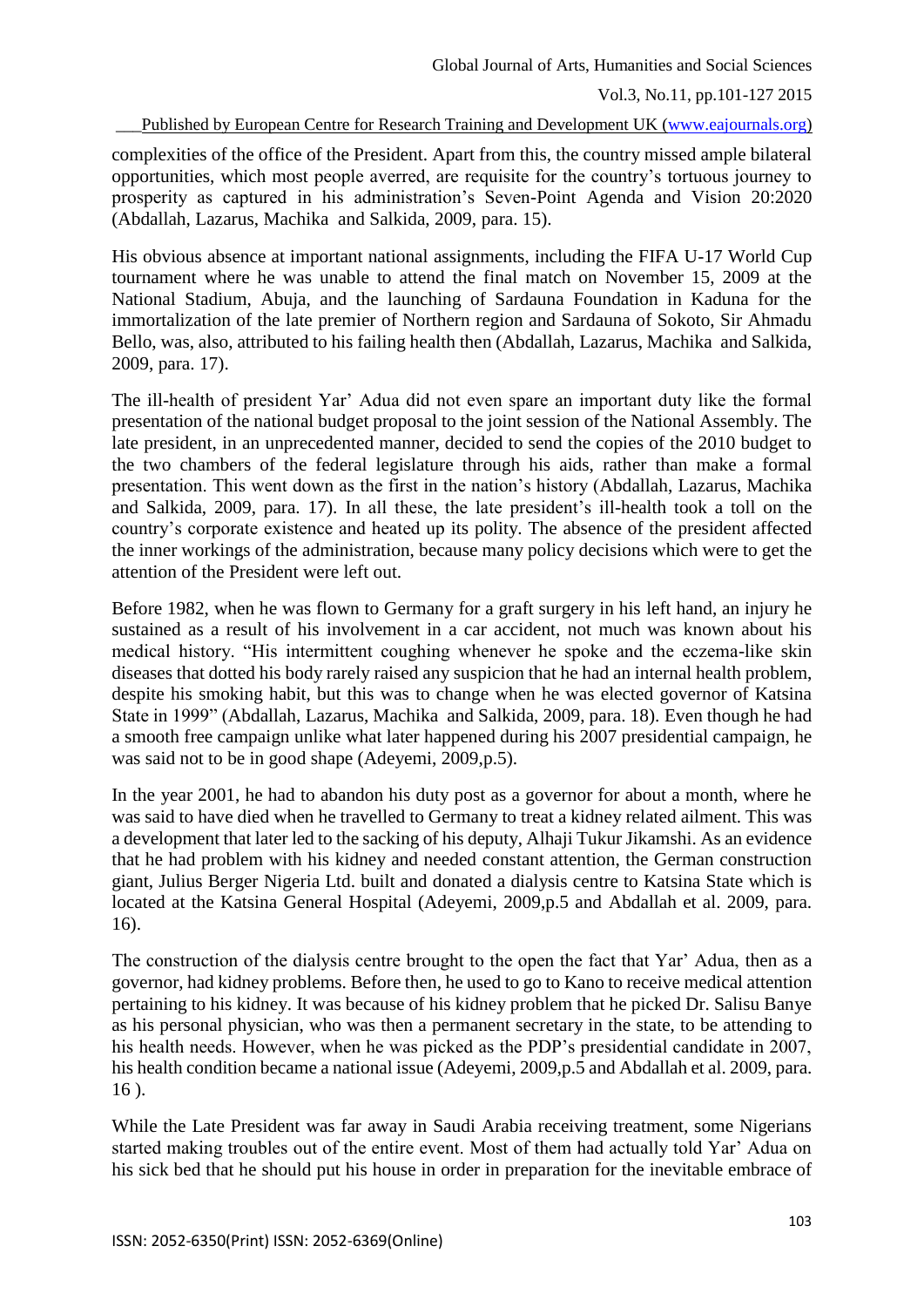complexities of the office of the President. Apart from this, the country missed ample bilateral opportunities, which most people averred, are requisite for the country's tortuous journey to prosperity as captured in his administration's Seven-Point Agenda and Vision 20:2020 (Abdallah, Lazarus, Machika and Salkida, 2009, para. 15).

His obvious absence at important national assignments, including the FIFA U-17 World Cup tournament where he was unable to attend the final match on November 15, 2009 at the National Stadium, Abuja, and the launching of Sardauna Foundation in Kaduna for the immortalization of the late premier of Northern region and Sardauna of Sokoto, Sir Ahmadu Bello, was, also, attributed to his failing health then (Abdallah, Lazarus, Machika and Salkida, 2009, para. 17).

The ill-health of president Yar' Adua did not even spare an important duty like the formal presentation of the national budget proposal to the joint session of the National Assembly. The late president, in an unprecedented manner, decided to send the copies of the 2010 budget to the two chambers of the federal legislature through his aids, rather than make a formal presentation. This went down as the first in the nation's history (Abdallah, Lazarus, Machika and Salkida, 2009, para. 17). In all these, the late president's ill-health took a toll on the country's corporate existence and heated up its polity. The absence of the president affected the inner workings of the administration, because many policy decisions which were to get the attention of the President were left out.

Before 1982, when he was flown to Germany for a graft surgery in his left hand, an injury he sustained as a result of his involvement in a car accident, not much was known about his medical history. "His intermittent coughing whenever he spoke and the eczema-like skin diseases that dotted his body rarely raised any suspicion that he had an internal health problem, despite his smoking habit, but this was to change when he was elected governor of Katsina State in 1999" (Abdallah, Lazarus, Machika and Salkida, 2009, para. 18). Even though he had a smooth free campaign unlike what later happened during his 2007 presidential campaign, he was said not to be in good shape (Adeyemi, 2009,p.5).

In the year 2001, he had to abandon his duty post as a governor for about a month, where he was said to have died when he travelled to Germany to treat a kidney related ailment. This was a development that later led to the sacking of his deputy, Alhaji Tukur Jikamshi. As an evidence that he had problem with his kidney and needed constant attention, the German construction giant, Julius Berger Nigeria Ltd. built and donated a dialysis centre to Katsina State which is located at the Katsina General Hospital (Adeyemi, 2009,p.5 and Abdallah et al. 2009, para. 16).

The construction of the dialysis centre brought to the open the fact that Yar' Adua, then as a governor, had kidney problems. Before then, he used to go to Kano to receive medical attention pertaining to his kidney. It was because of his kidney problem that he picked Dr. Salisu Banye as his personal physician, who was then a permanent secretary in the state, to be attending to his health needs. However, when he was picked as the PDP's presidential candidate in 2007, his health condition became a national issue (Adeyemi, 2009,p.5 and Abdallah et al. 2009, para. 16 ).

While the Late President was far away in Saudi Arabia receiving treatment, some Nigerians started making troubles out of the entire event. Most of them had actually told Yar' Adua on his sick bed that he should put his house in order in preparation for the inevitable embrace of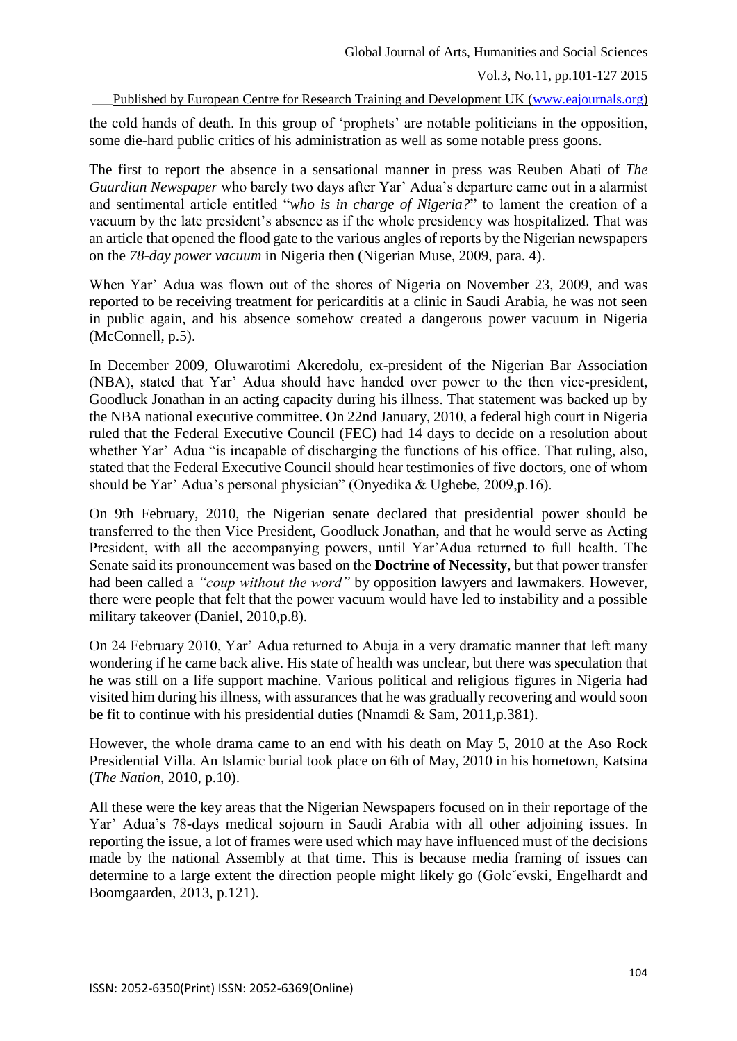the cold hands of death. In this group of 'prophets' are notable politicians in the opposition, some die-hard public critics of his administration as well as some notable press goons.

The first to report the absence in a sensational manner in press was Reuben Abati of *The Guardian Newspaper* who barely two days after Yar' Adua's departure came out in a alarmist and sentimental article entitled "*who is in charge of Nigeria?*" to lament the creation of a vacuum by the late president's absence as if the whole presidency was hospitalized. That was an article that opened the flood gate to the various angles of reports by the Nigerian newspapers on the *78-day power vacuum* in Nigeria then (Nigerian Muse, 2009, para. 4).

When Yar' Adua was flown out of the shores of Nigeria on November 23, 2009, and was reported to be receiving treatment for pericarditis at a clinic in Saudi Arabia, he was not seen in public again, and his absence somehow created a dangerous power vacuum in Nigeria (McConnell, p.5).

In December 2009, Oluwarotimi Akeredolu, ex-president of the Nigerian Bar Association (NBA), stated that Yar' Adua should have handed over power to the then vice-president, Goodluck Jonathan in an acting capacity during his illness. That statement was backed up by the NBA national executive committee. On 22nd January, 2010, a federal high court in Nigeria ruled that the Federal Executive Council (FEC) had 14 days to decide on a resolution about whether Yar' Adua "is incapable of discharging the functions of his office. That ruling, also, stated that the Federal Executive Council should hear testimonies of five doctors, one of whom should be Yar' Adua's personal physician" (Onyedika & Ughebe, 2009,p.16).

On 9th February, 2010, the Nigerian senate declared that presidential power should be transferred to the then Vice President, Goodluck Jonathan, and that he would serve as Acting President, with all the accompanying powers, until Yar'Adua returned to full health. The Senate said its pronouncement was based on the **Doctrine of Necessity**, but that power transfer had been called a *"coup without the word"* by opposition lawyers and lawmakers. However, there were people that felt that the power vacuum would have led to instability and a possible military takeover (Daniel, 2010,p.8).

On 24 February 2010, Yar' Adua returned to Abuja in a very dramatic manner that left many wondering if he came back alive. His state of health was unclear, but there was speculation that he was still on a life support machine. Various political and religious figures in Nigeria had visited him during his illness, with assurances that he was gradually recovering and would soon be fit to continue with his presidential duties (Nnamdi & Sam, 2011,p.381).

However, the whole drama came to an end with his death on May 5, 2010 at the Aso Rock Presidential Villa. An Islamic burial took place on 6th of May, 2010 in his hometown, Katsina (*The Nation*, 2010, p.10).

All these were the key areas that the Nigerian Newspapers focused on in their reportage of the Yar' Adua's 78-days medical sojourn in Saudi Arabia with all other adjoining issues. In reporting the issue, a lot of frames were used which may have influenced must of the decisions made by the national Assembly at that time. This is because media framing of issues can determine to a large extent the direction people might likely go (Golcˇevski, Engelhardt and Boomgaarden, 2013, p.121).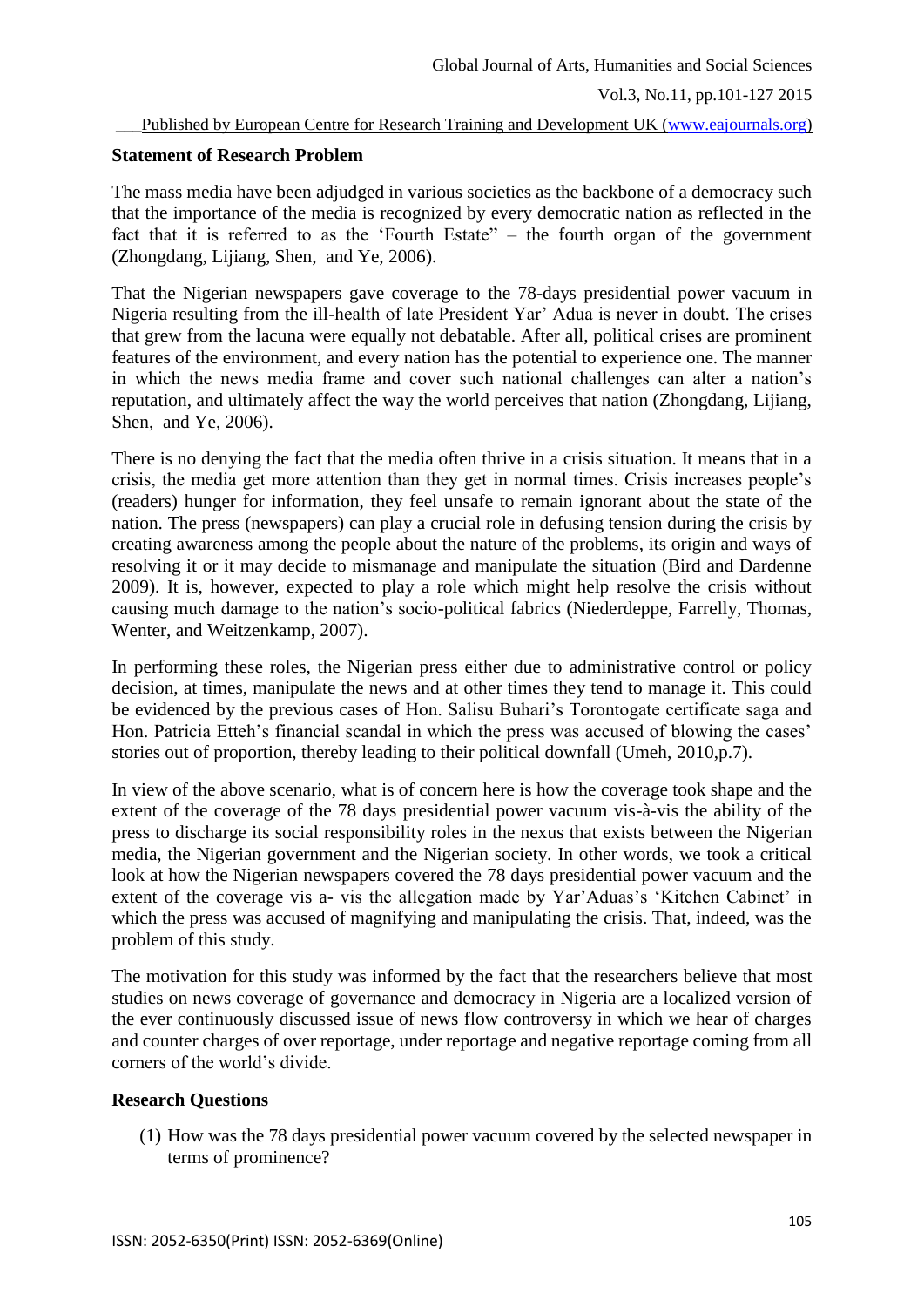## Statement of Research Problem

The mass media have been adjudged in various societies as the backbone of a democracy such that the importance of the media is recognized by every democratic nation as reflected in the fact that it is referred to as the 'Fourth Estate" – the fourth organ of the government (Zhongdang, Lijiang, Shen, and Ye, 2006).

That the Nigerian newspapers gave coverage to the 78-days presidential power vacuum in Nigeria resulting from the ill-health of late President Yar' Adua is never in doubt. The crises that grew from the lacuna were equally not debatable. After all, political crises are prominent features of the environment, and every nation has the potential to experience one. The manner in which the news media frame and cover such national challenges can alter a nation's reputation, and ultimately affect the way the world perceives that nation (Zhongdang, Lijiang, Shen, and Ye, 2006).

There is no denying the fact that the media often thrive in a crisis situation. It means that in a crisis, the media get more attention than they get in normal times. Crisis increases people's (readers) hunger for information, they feel unsafe to remain ignorant about the state of the nation. The press (newspapers) can play a crucial role in defusing tension during the crisis by creating awareness among the people about the nature of the problems, its origin and ways of resolving it or it may decide to mismanage and manipulate the situation (Bird and Dardenne 2009). It is, however, expected to play a role which might help resolve the crisis without causing much damage to the nation's socio-political fabrics (Niederdeppe, Farrelly, Thomas, Wenter, and Weitzenkamp, 2007).

In performing these roles, the Nigerian press either due to administrative control or policy decision, at times, manipulate the news and at other times they tend to manage it. This could be evidenced by the previous cases of Hon. Salisu Buhari's Torontogate certificate saga and Hon. Patricia Etteh's financial scandal in which the press was accused of blowing the cases' stories out of proportion, thereby leading to their political downfall (Umeh, 2010,p.7).

In view of the above scenario, what is of concern here is how the coverage took shape and the extent of the coverage of the 78 days presidential power vacuum vis-à-vis the ability of the press to discharge its social responsibility roles in the nexus that exists between the Nigerian media, the Nigerian government and the Nigerian society. In other words, we took a critical look at how the Nigerian newspapers covered the 78 days presidential power vacuum and the extent of the coverage vis a- vis the allegation made by Yar'Aduas's 'Kitchen Cabinet' in which the press was accused of magnifying and manipulating the crisis. That, indeed, was the problem of this study.

The motivation for this study was informed by the fact that the researchers believe that most studies on news coverage of governance and democracy in Nigeria are a localized version of the ever continuously discussed issue of news flow controversy in which we hear of charges and counter charges of over reportage, under reportage and negative reportage coming from all corners of the world's divide.

## Research Questions

(1) How was the 78 days presidential power vacuum covered by the selected newspaper in terms of prominence?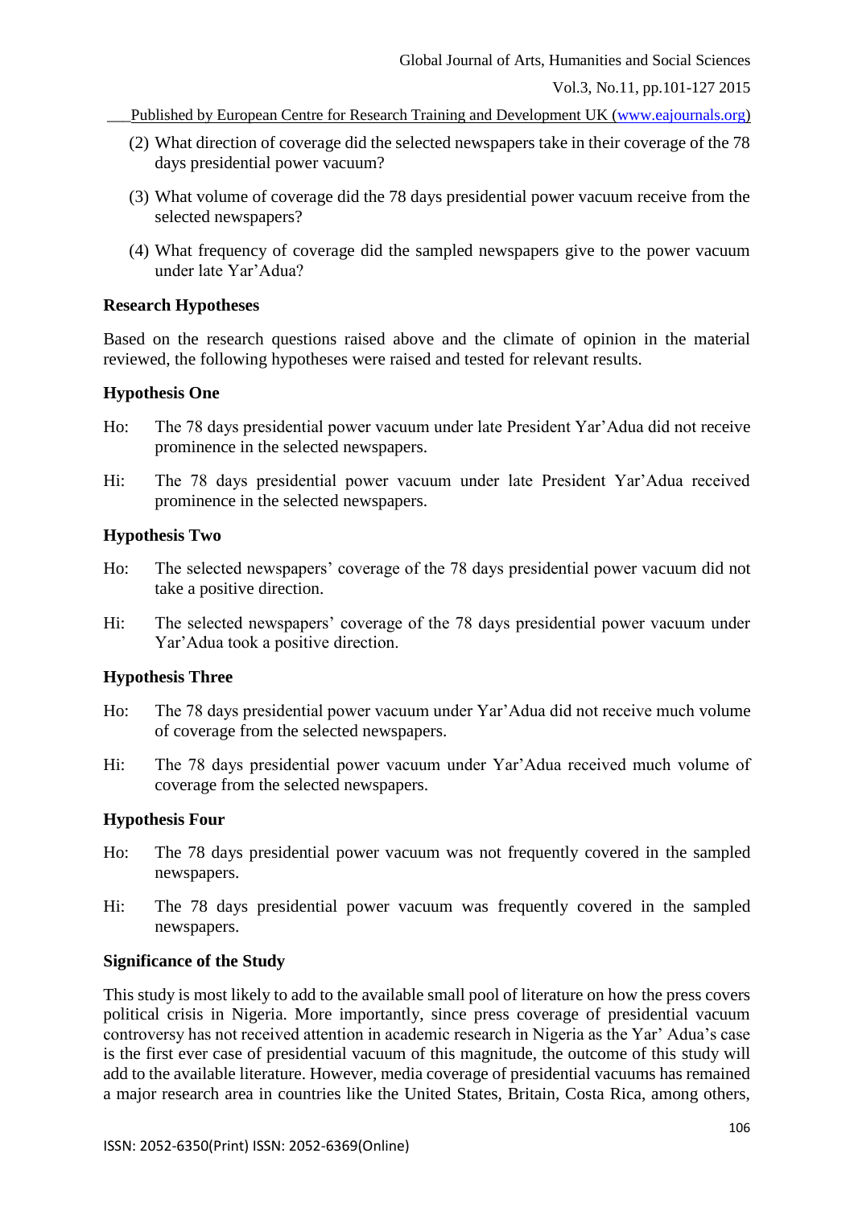(2) What direction of coverage did the selected newspapers take in their coverage of the 78 days presidential power vacuum?

(3) What volume of coverage did the 78 days presidential power vacuum receive from the selected newspapers?

(4) What frequency of coverage did the sampled newspapers give to the power vacuum under late Yar'Adua?

**Research Hypotheses**

Based on the research questions raised above and the climate of opinion in the material reviewed, the following hypotheses were raised and tested for relevant results.

**Hypothesis One**

Ho: The 78 days presidential power vacuum under late President Yar'Adua did not receive prominence in the selected newspapers.

Hi: The 78 days presidential power vacuum under late President Yar'Adua received prominence in the selected newspapers.

**Hypothesis Two**

Ho: The selected newspapers' coverage of the 78 days presidential power vacuum did not take a positive direction.

Hi: The selected newspapers' coverage of the 78 days presidential power vacuum under Yar'Adua took a positive direction.

**Hypothesis Three**

Ho: The 78 days presidential power vacuum under Yar'Adua did not receive much volume of coverage from the selected newspapers.

Hi: The 78 days presidential power vacuum under Yar'Adua received much volume of coverage from the selected newspapers.

**Hypothesis Four**

Ho: The 78 days presidential power vacuum was not frequently covered in the sampled newspapers.

Hi: The 78 days presidential power vacuum was frequently covered in the sampled newspapers.

**Significance of the Study**

This study is most likely to add to the available small pool of literature on how the press covers political crisis in Nigeria. More importantly, since press coverage of presidential vacuum controversy has not received attention in academic research in Nigeria as the Yar' Adua's case is the first ever case of presidential vacuum of this magnitude, the outcome of this study will add to the available literature. However, media coverage of presidential vacuums has remained a major research area in countries like the United States, Britain, Costa Rica, among others,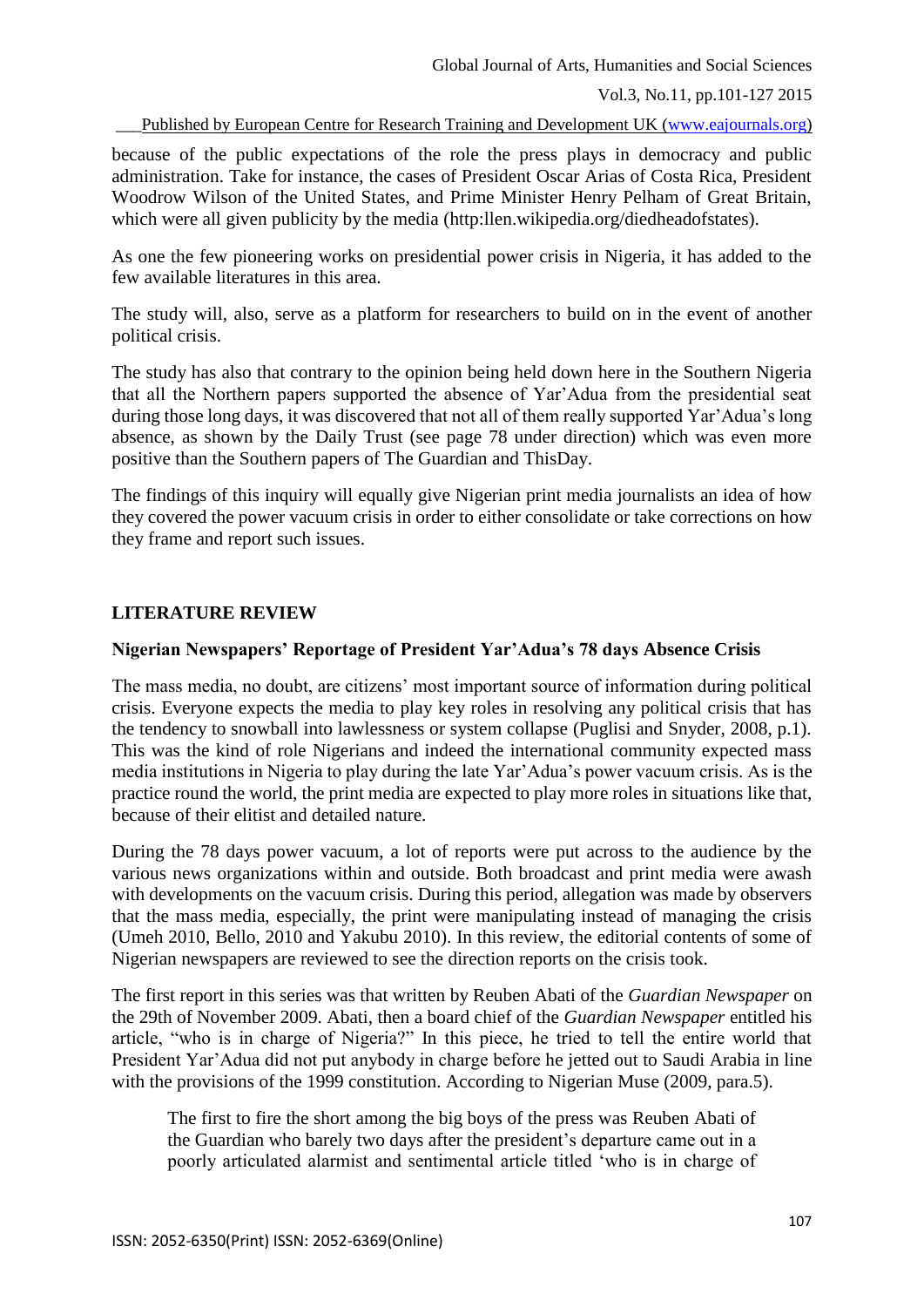because of the public expectations of the role the press plays in democracy and public administration. Take for instance, the cases of President Oscar Arias of Costa Rica, President Woodrow Wilson of the United States, and Prime Minister Henry Pelham of Great Britain, which were all given publicity by the media (http:llen.wikipedia.org/diedheadofstates).

As one the few pioneering works on presidential power crisis in Nigeria, it has added to the few available literatures in this area.

The study will, also, serve as a platform for researchers to build on in the event of another political crisis.

The study has also that contrary to the opinion being held down here in the Southern Nigeria that all the Northern papers supported the absence of Yar'Adua from the presidential seat during those long days, it was discovered that not all of them really supported Yar'Adua's long absence, as shown by the Daily Trust (see page 78 under direction) which was even more positive than the Southern papers of The Guardian and ThisDay.

The findings of this inquiry will equally give Nigerian print media journalists an idea of how they covered the power vacuum crisis in order to either consolidate or take corrections on how they frame and report such issues.

## LITERATURE REVIEW

### Nigerian Newspapers' Reportage of President Yar'Adua's 78 days Absence Crisis

The mass media, no doubt, are citizens' most important source of information during political crisis. Everyone expects the media to play key roles in resolving any political crisis that has the tendency to snowball into lawlessness or system collapse (Puglisi and Snyder, 2008, p.1). This was the kind of role Nigerians and indeed the international community expected mass media institutions in Nigeria to play during the late Yar'Adua's power vacuum crisis. As is the practice round the world, the print media are expected to play more roles in situations like that, because of their elitist and detailed nature.

During the 78 days power vacuum, a lot of reports were put across to the audience by the various news organizations within and outside. Both broadcast and print media were awash with developments on the vacuum crisis. During this period, allegation was made by observers that the mass media, especially, the print were manipulating instead of managing the crisis (Umeh 2010, Bello, 2010 and Yakubu 2010). In this review, the editorial contents of some of Nigerian newspapers are reviewed to see the direction reports on the crisis took.

The first report in this series was that written by Reuben Abati of the *Guardian Newspaper* on the 29th of November 2009. Abati, then a board chief of the *Guardian Newspaper* entitled his article, "who is in charge of Nigeria?" In this piece, he tried to tell the entire world that President Yar'Adua did not put anybody in charge before he jetted out to Saudi Arabia in line with the provisions of the 1999 constitution. According to Nigerian Muse (2009, para.5).

> The first to fire the short among the big boys of the press was Reuben Abati of the Guardian who barely two days after the president's departure came out in a poorly articulated alarmist and sentimental article titled 'who is in charge of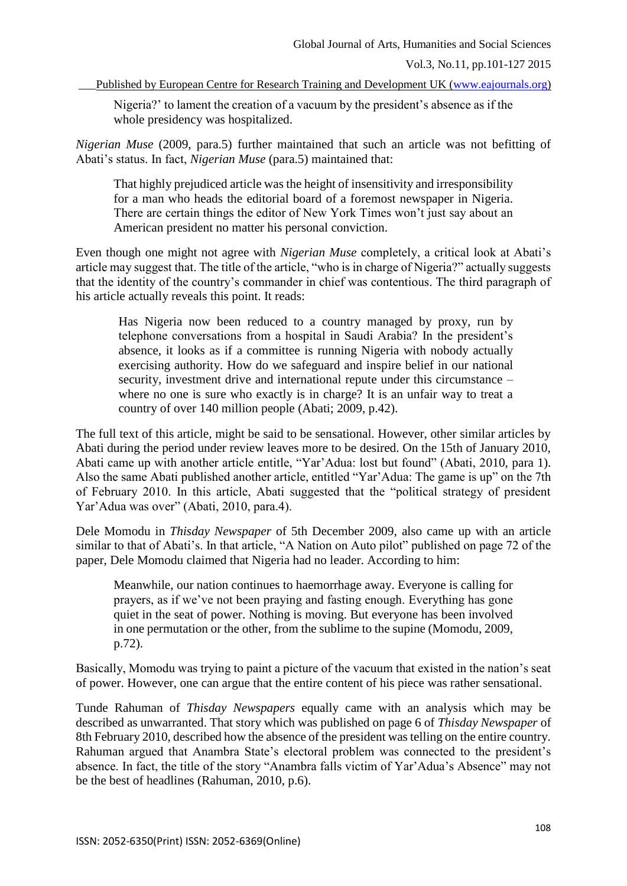Nigeria?' to lament the creation of a vacuum by the president's absence as if the whole presidency was hospitalized.

*Nigerian Muse* (2009, para.5) further maintained that such an article was not befitting of Abati's status. In fact, *Nigerian Muse* (para.5) maintained that:

> That highly prejudiced article was the height of insensitivity and irresponsibility for a man who heads the editorial board of a foremost newspaper in Nigeria. There are certain things the editor of New York Times won't just say about an American president no matter his personal conviction.

Even though one might not agree with *Nigerian Muse* completely, a critical look at Abati's article may suggest that. The title of the article, "who is in charge of Nigeria?" actually suggests that the identity of the country's commander in chief was contentious. The third paragraph of his article actually reveals this point. It reads:

> Has Nigeria now been reduced to a country managed by proxy, run by telephone conversations from a hospital in Saudi Arabia? In the president's absence, it looks as if a committee is running Nigeria with nobody actually exercising authority. How do we safeguard and inspire belief in our national security, investment drive and international repute under this circumstance – where no one is sure who exactly is in charge? It is an unfair way to treat a country of over 140 million people (Abati; 2009, p.42).

The full text of this article, might be said to be sensational. However, other similar articles by Abati during the period under review leaves more to be desired. On the 15th of January 2010, Abati came up with another article entitle, "Yar'Adua: lost but found" (Abati, 2010, para 1). Also the same Abati published another article, entitled "Yar'Adua: The game is up" on the 7th of February 2010. In this article, Abati suggested that the "political strategy of president Yar'Adua was over" (Abati, 2010, para.4).

Dele Momodu in *Thisday Newspaper* of 5th December 2009, also came up with an article similar to that of Abati's. In that article, "A Nation on Auto pilot" published on page 72 of the paper, Dele Momodu claimed that Nigeria had no leader. According to him:

> Meanwhile, our nation continues to haemorrhage away. Everyone is calling for prayers, as if we've not been praying and fasting enough. Everything has gone quiet in the seat of power. Nothing is moving. But everyone has been involved in one permutation or the other, from the sublime to the supine (Momodu, 2009, p.72).

Basically, Momodu was trying to paint a picture of the vacuum that existed in the nation's seat of power. However, one can argue that the entire content of his piece was rather sensational.

Tunde Rahuman of *Thisday Newspapers* equally came with an analysis which may be described as unwarranted. That story which was published on page 6 of *Thisday Newspaper* of 8th February 2010, described how the absence of the president was telling on the entire country. Rahuman argued that Anambra State's electoral problem was connected to the president's absence. In fact, the title of the story "Anambra falls victim of Yar'Adua's Absence" may not be the best of headlines (Rahuman, 2010, p.6).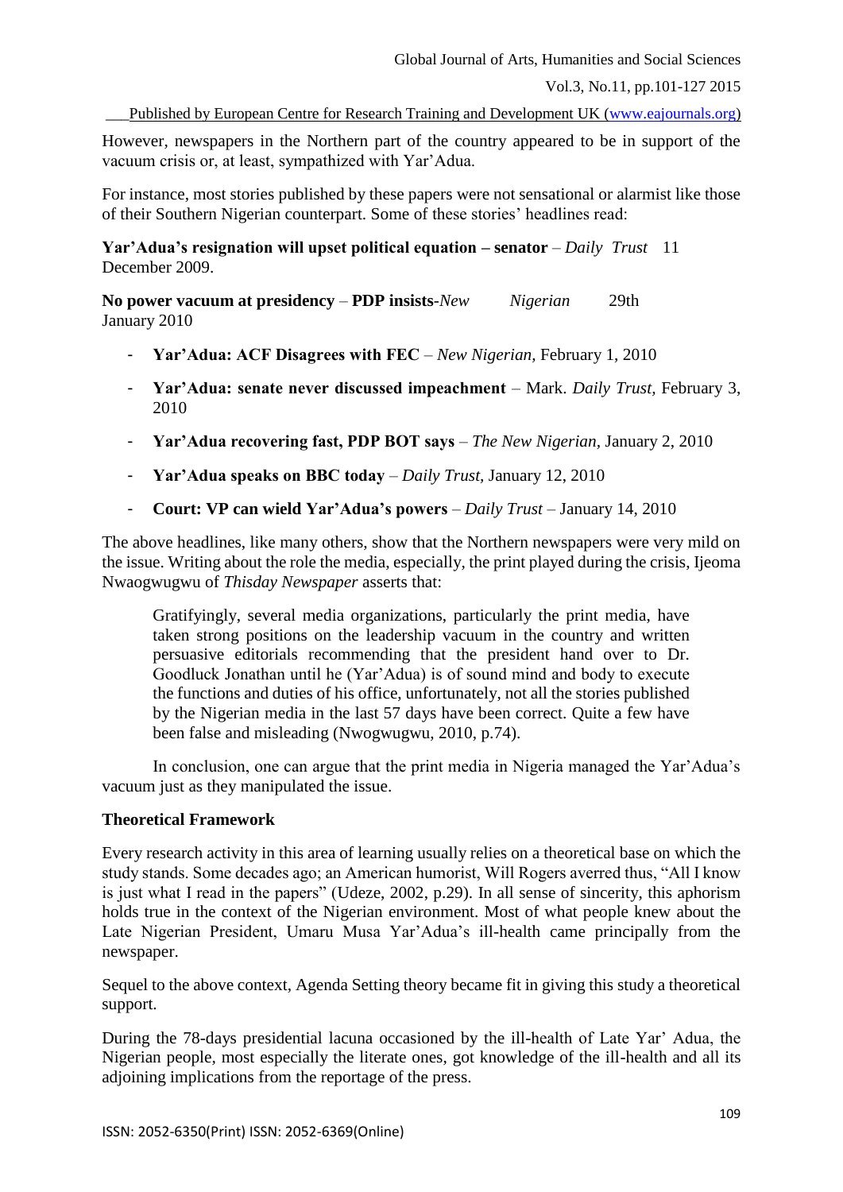However, newspapers in the Northern part of the country appeared to be in support of the vacuum crisis or, at least, sympathized with Yar'Adua.

For instance, most stories published by these papers were not sensational or alarmist like those of their Southern Nigerian counterpart. Some of these stories' headlines read:

**Yar'Adua's resignation will upset political equation – senator** – *Daily Trust* 11 December 2009.

**No power vacuum at presidency** – **PDP insists**-*New Nigerian* 29th January 2010

- **Yar'Adua: ACF Disagrees with FEC** – *New Nigerian,* February 1, 2010
- **Yar'Adua: senate never discussed impeachment** – Mark. *Daily Trust,* February 3, 2010
- **Yar'Adua recovering fast, PDP BOT says** – *The New Nigerian*, January 2, 2010
- **Yar'Adua speaks on BBC today** – *Daily Trust,* January 12, 2010
- **Court: VP can wield Yar'Adua's powers** – *Daily Trust* – January 14, 2010

The above headlines, like many others, show that the Northern newspapers were very mild on the issue. Writing about the role the media, especially, the print played during the crisis, Ijeoma Nwaogwugwu of *Thisday Newspaper* asserts that:

> Gratifyingly, several media organizations, particularly the print media, have taken strong positions on the leadership vacuum in the country and written persuasive editorials recommending that the president hand over to Dr. Goodluck Jonathan until he (Yar'Adua) is of sound mind and body to execute the functions and duties of his office, unfortunately, not all the stories published by the Nigerian media in the last 57 days have been correct. Quite a few have been false and misleading (Nwogwugwu, 2010, p.74).

In conclusion, one can argue that the print media in Nigeria managed the Yar'Adua's vacuum just as they manipulated the issue.

**Theoretical Framework**

Every research activity in this area of learning usually relies on a theoretical base on which the study stands. Some decades ago; an American humorist, Will Rogers averred thus, "All I know is just what I read in the papers" (Udeze, 2002, p.29). In all sense of sincerity, this aphorism holds true in the context of the Nigerian environment. Most of what people knew about the Late Nigerian President, Umaru Musa Yar'Adua's ill-health came principally from the newspaper.

Sequel to the above context, Agenda Setting theory became fit in giving this study a theoretical support.

During the 78-days presidential lacuna occasioned by the ill-health of Late Yar' Adua, the Nigerian people, most especially the literate ones, got knowledge of the ill-health and all its adjoining implications from the reportage of the press.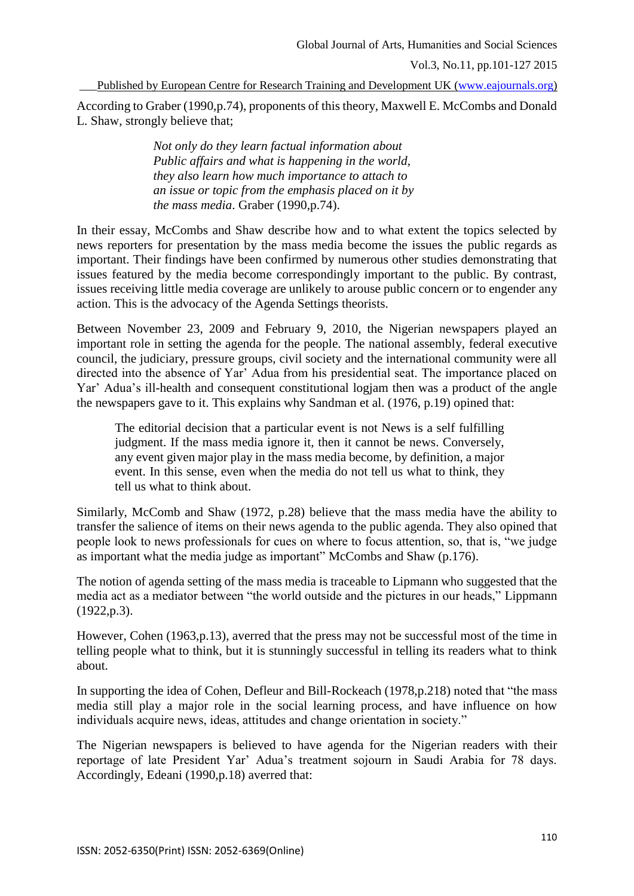According to Graber (1990,p.74), proponents of this theory, Maxwell E. McCombs and Donald L. Shaw, strongly believe that;

> *Not only do they learn factual information about Public affairs and what is happening in the world, they also learn how much importance to attach to an issue or topic from the emphasis placed on it by the mass media*. Graber (1990,p.74).

In their essay, McCombs and Shaw describe how and to what extent the topics selected by news reporters for presentation by the mass media become the issues the public regards as important. Their findings have been confirmed by numerous other studies demonstrating that issues featured by the media become correspondingly important to the public. By contrast, issues receiving little media coverage are unlikely to arouse public concern or to engender any action. This is the advocacy of the Agenda Settings theorists.

Between November 23, 2009 and February 9, 2010, the Nigerian newspapers played an important role in setting the agenda for the people. The national assembly, federal executive council, the judiciary, pressure groups, civil society and the international community were all directed into the absence of Yar' Adua from his presidential seat. The importance placed on Yar' Adua's ill-health and consequent constitutional logjam then was a product of the angle the newspapers gave to it. This explains why Sandman et al. (1976, p.19) opined that:

> The editorial decision that a particular event is not News is a self fulfilling judgment. If the mass media ignore it, then it cannot be news. Conversely, any event given major play in the mass media become, by definition, a major event. In this sense, even when the media do not tell us what to think, they tell us what to think about.

Similarly, McComb and Shaw (1972, p.28) believe that the mass media have the ability to transfer the salience of items on their news agenda to the public agenda. They also opined that people look to news professionals for cues on where to focus attention, so, that is, "we judge as important what the media judge as important" McCombs and Shaw (p.176).

The notion of agenda setting of the mass media is traceable to Lipmann who suggested that the media act as a mediator between "the world outside and the pictures in our heads," Lippmann (1922,p.3).

However, Cohen (1963,p.13), averred that the press may not be successful most of the time in telling people what to think, but it is stunningly successful in telling its readers what to think about.

In supporting the idea of Cohen, Defleur and Bill-Rockeach (1978,p.218) noted that "the mass media still play a major role in the social learning process, and have influence on how individuals acquire news, ideas, attitudes and change orientation in society."

The Nigerian newspapers is believed to have agenda for the Nigerian readers with their reportage of late President Yar' Adua's treatment sojourn in Saudi Arabia for 78 days. Accordingly, Edeani (1990,p.18) averred that: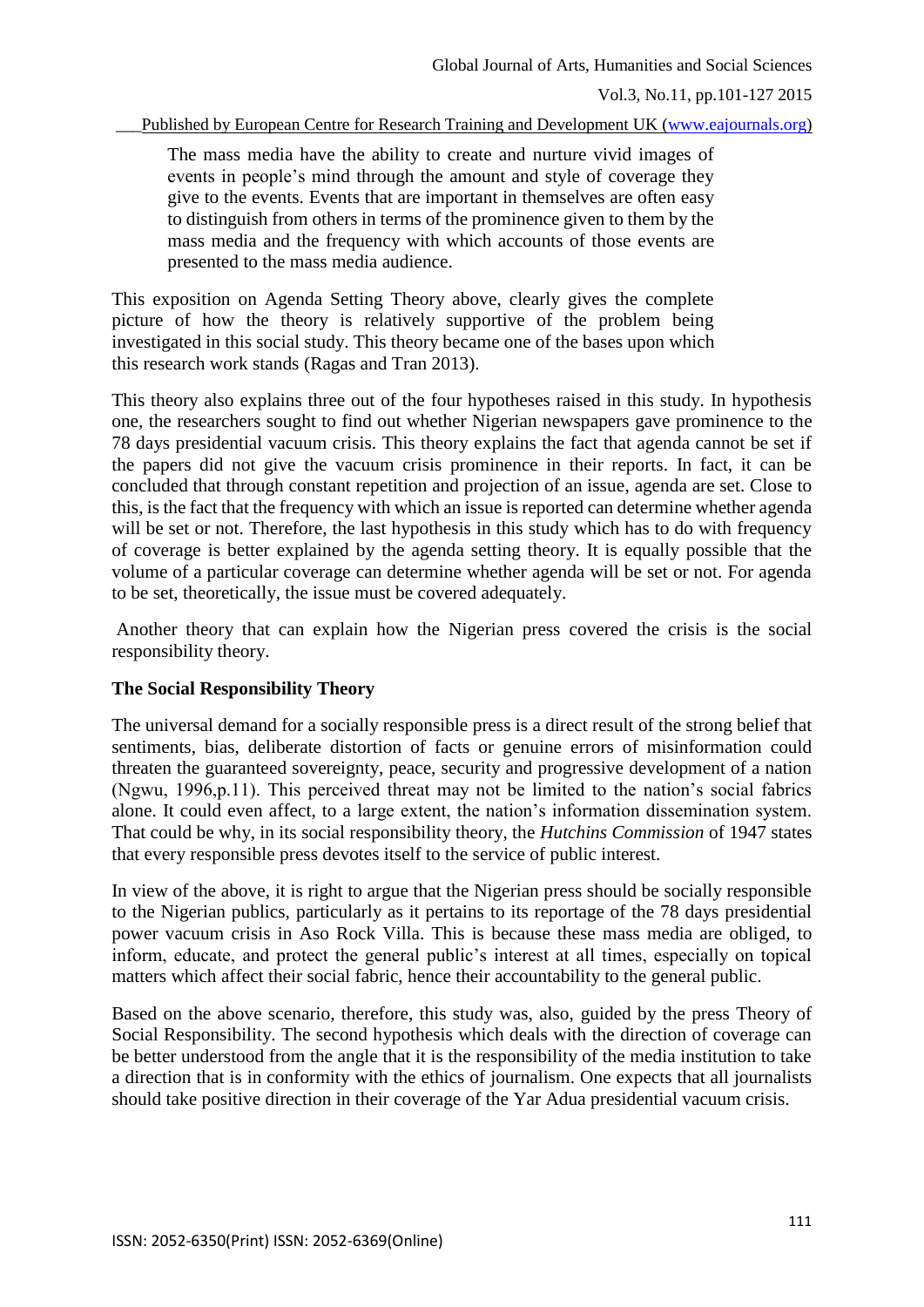> The mass media have the ability to create and nurture vivid images of events in people's mind through the amount and style of coverage they give to the events. Events that are important in themselves are often easy to distinguish from others in terms of the prominence given to them by the mass media and the frequency with which accounts of those events are presented to the mass media audience.

This exposition on Agenda Setting Theory above, clearly gives the complete picture of how the theory is relatively supportive of the problem being investigated in this social study. This theory became one of the bases upon which this research work stands (Ragas and Tran 2013).

This theory also explains three out of the four hypotheses raised in this study. In hypothesis one, the researchers sought to find out whether Nigerian newspapers gave prominence to the 78 days presidential vacuum crisis. This theory explains the fact that agenda cannot be set if the papers did not give the vacuum crisis prominence in their reports. In fact, it can be concluded that through constant repetition and projection of an issue, agenda are set. Close to this, is the fact that the frequency with which an issue is reported can determine whether agenda will be set or not. Therefore, the last hypothesis in this study which has to do with frequency of coverage is better explained by the agenda setting theory. It is equally possible that the volume of a particular coverage can determine whether agenda will be set or not. For agenda to be set, theoretically, the issue must be covered adequately.

Another theory that can explain how the Nigerian press covered the crisis is the social responsibility theory.

**The Social Responsibility Theory**

The universal demand for a socially responsible press is a direct result of the strong belief that sentiments, bias, deliberate distortion of facts or genuine errors of misinformation could threaten the guaranteed sovereignty, peace, security and progressive development of a nation (Ngwu, 1996,p.11). This perceived threat may not be limited to the nation's social fabrics alone. It could even affect, to a large extent, the nation's information dissemination system. That could be why, in its social responsibility theory, the *Hutchins Commission* of 1947 states that every responsible press devotes itself to the service of public interest.

In view of the above, it is right to argue that the Nigerian press should be socially responsible to the Nigerian publics, particularly as it pertains to its reportage of the 78 days presidential power vacuum crisis in Aso Rock Villa. This is because these mass media are obliged, to inform, educate, and protect the general public's interest at all times, especially on topical matters which affect their social fabric, hence their accountability to the general public.

Based on the above scenario, therefore, this study was, also, guided by the press Theory of Social Responsibility. The second hypothesis which deals with the direction of coverage can be better understood from the angle that it is the responsibility of the media institution to take a direction that is in conformity with the ethics of journalism. One expects that all journalists should take positive direction in their coverage of the Yar Adua presidential vacuum crisis.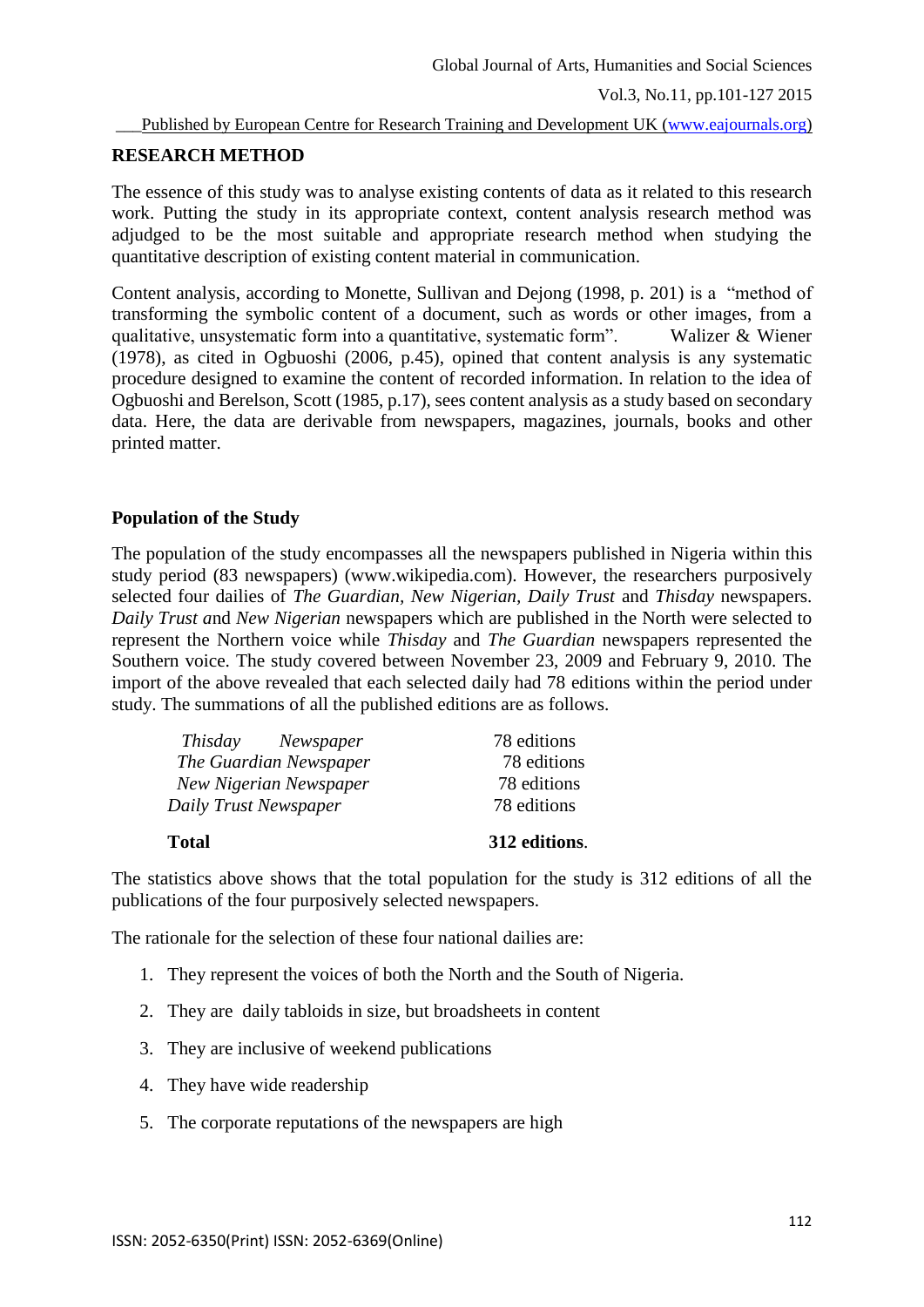## RESEARCH METHOD

The essence of this study was to analyse existing contents of data as it related to this research work. Putting the study in its appropriate context, content analysis research method was adjudged to be the most suitable and appropriate research method when studying the quantitative description of existing content material in communication.

Content analysis, according to Monette, Sullivan and Dejong (1998, p. 201) is a "method of transforming the symbolic content of a document, such as words or other images, from a qualitative, unsystematic form into a quantitative, systematic form". Walizer & Wiener (1978), as cited in Ogbuoshi (2006, p.45), opined that content analysis is any systematic procedure designed to examine the content of recorded information. In relation to the idea of Ogbuoshi and Berelson, Scott (1985, p.17), sees content analysis as a study based on secondary data. Here, the data are derivable from newspapers, magazines, journals, books and other printed matter.

### Population of the Study

The population of the study encompasses all the newspapers published in Nigeria within this study period (83 newspapers) (www.wikipedia.com). However, the researchers purposively selected four dailies of *The Guardian, New Nigerian, Daily Trust* and *Thisday* newspapers. *Daily Trust a*nd *New Nigerian* newspapers which are published in the North were selected to represent the Northern voice while *Thisday* and *The Guardian* newspapers represented the Southern voice. The study covered between November 23, 2009 and February 9, 2010. The import of the above revealed that each selected daily had 78 editions within the period under study. The summations of all the published editions are as follows.

| | |
|---|---|
| *Thisday Newspaper* | 78 editions |
| *The Guardian Newspaper* | 78 editions |
| *New Nigerian Newspaper* | 78 editions |
| *Daily Trust Newspaper* | 78 editions |
| **Total** | **312 editions**. |

The statistics above shows that the total population for the study is 312 editions of all the publications of the four purposively selected newspapers.

The rationale for the selection of these four national dailies are:

1. They represent the voices of both the North and the South of Nigeria.
2. They are daily tabloids in size, but broadsheets in content
3. They are inclusive of weekend publications
4. They have wide readership
5. The corporate reputations of the newspapers are high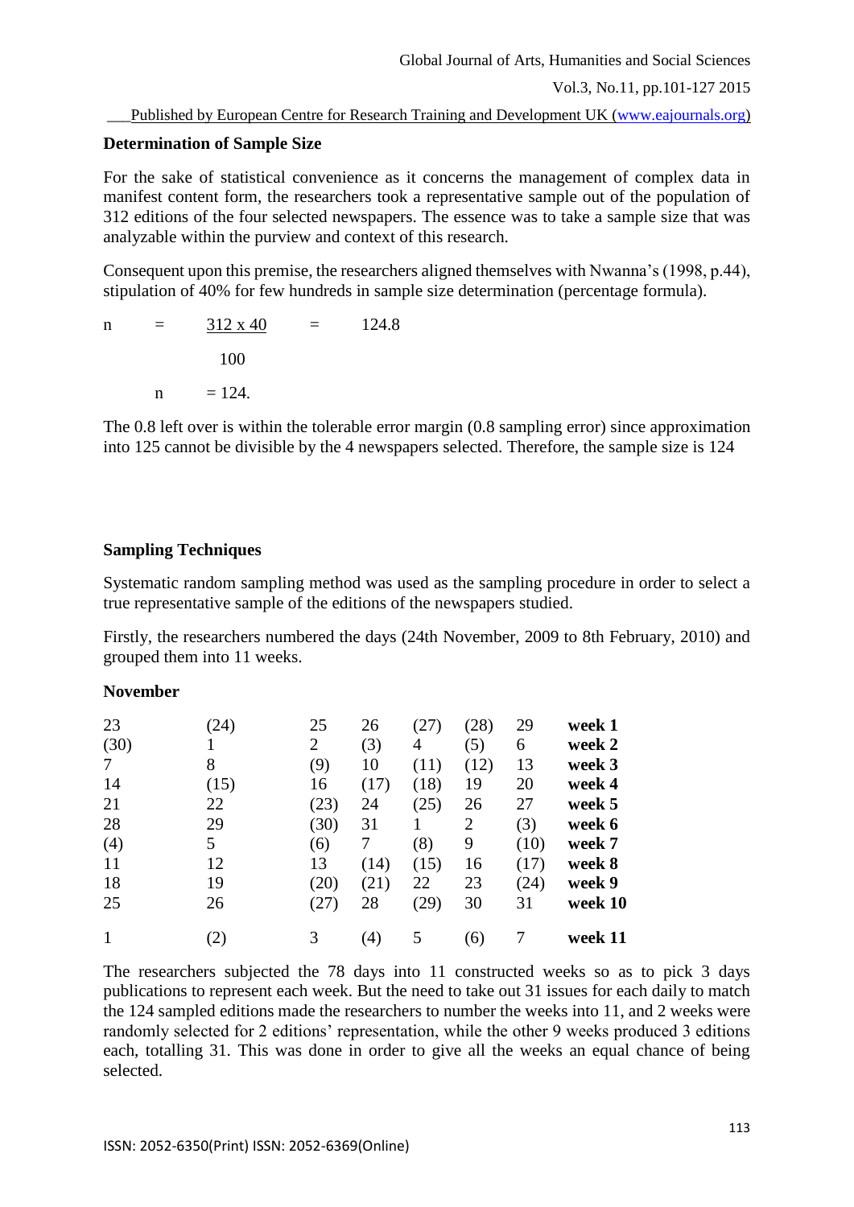### Determination of Sample Size

For the sake of statistical convenience as it concerns the management of complex data in manifest content form, the researchers took a representative sample out of the population of 312 editions of the four selected newspapers. The essence was to take a sample size that was analyzable within the purview and context of this research.

Consequent upon this premise, the researchers aligned themselves with Nwanna's (1998, p.44), stipulation of 40% for few hundreds in sample size determination (percentage formula).

$$n = \frac{312 \times 40}{100} = 124.8$$

$$n = 124.$$

The 0.8 left over is within the tolerable error margin (0.8 sampling error) since approximation into 125 cannot be divisible by the 4 newspapers selected. Therefore, the sample size is 124

### Sampling Techniques

Systematic random sampling method was used as the sampling procedure in order to select a true representative sample of the editions of the newspapers studied.

Firstly, the researchers numbered the days (24th November, 2009 to 8th February, 2010) and grouped them into 11 weeks.

**November**

| | | | | | | | |
|---|---|---|---|---|---|---|---|
| 23 | (24) | 25 | 26 | (27) | (28) | 29 | **week 1** |
| (30) | 1 | 2 | (3) | 4 | (5) | 6 | **week 2** |
| 7 | 8 | (9) | 10 | (11) | (12) | 13 | **week 3** |
| 14 | (15) | 16 | (17) | (18) | 19 | 20 | **week 4** |
| 21 | 22 | (23) | 24 | (25) | 26 | 27 | **week 5** |
| 28 | 29 | (30) | 31 | 1 | 2 | (3) | **week 6** |
| (4) | 5 | (6) | 7 | (8) | 9 | (10) | **week 7** |
| 11 | 12 | 13 | (14) | (15) | 16 | (17) | **week 8** |
| 18 | 19 | (20) | (21) | 22 | 23 | (24) | **week 9** |
| 25 | 26 | (27) | 28 | (29) | 30 | 31 | **week 10** |
| 1 | (2) | 3 | (4) | 5 | (6) | 7 | **week 11** |

The researchers subjected the 78 days into 11 constructed weeks so as to pick 3 days publications to represent each week. But the need to take out 31 issues for each daily to match the 124 sampled editions made the researchers to number the weeks into 11, and 2 weeks were randomly selected for 2 editions' representation, while the other 9 weeks produced 3 editions each, totalling 31. This was done in order to give all the weeks an equal chance of being selected.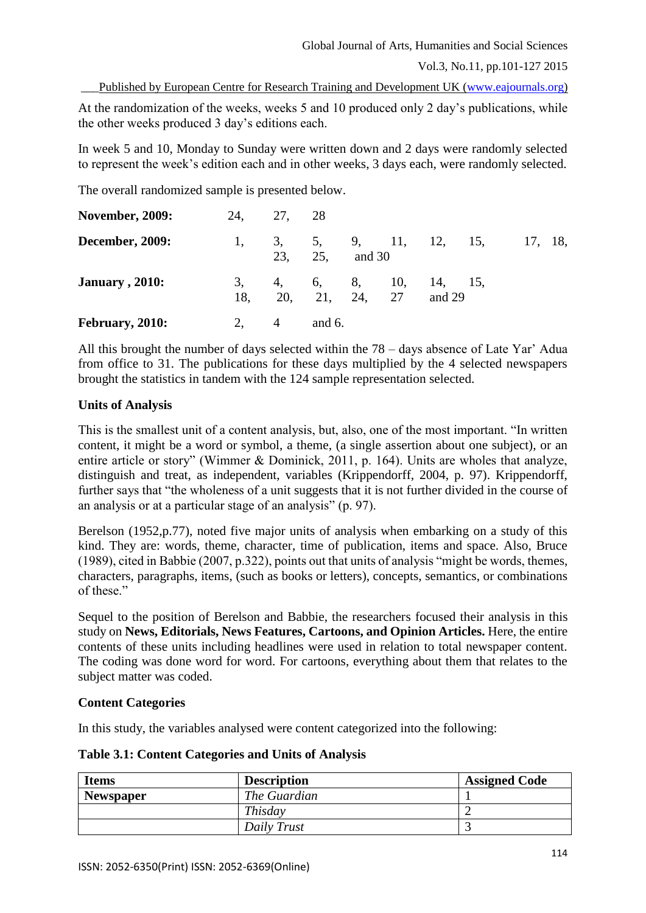At the randomization of the weeks, weeks 5 and 10 produced only 2 day's publications, while the other weeks produced 3 day's editions each.

In week 5 and 10, Monday to Sunday were written down and 2 days were randomly selected to represent the week's edition each and in other weeks, 3 days each, were randomly selected.

The overall randomized sample is presented below.

**November, 2009:** 24, 27, 28

**December, 2009:** 1, 3, 5, 9, 11, 12, 15, 17, 18, 23, 25, and 30

**January , 2010:** 3, 4, 6, 8, 10, 14, 15, 18, 20, 21, 24, 27 and 29

**February, 2010:** 2, 4 and 6.

All this brought the number of days selected within the 78 – days absence of Late Yar' Adua from office to 31. The publications for these days multiplied by the 4 selected newspapers brought the statistics in tandem with the 124 sample representation selected.

### Units of Analysis

This is the smallest unit of a content analysis, but, also, one of the most important. "In written content, it might be a word or symbol, a theme, (a single assertion about one subject), or an entire article or story" (Wimmer & Dominick, 2011, p. 164). Units are wholes that analyze, distinguish and treat, as independent, variables (Krippendorff, 2004, p. 97). Krippendorff, further says that "the wholeness of a unit suggests that it is not further divided in the course of an analysis or at a particular stage of an analysis" (p. 97).

Berelson (1952,p.77), noted five major units of analysis when embarking on a study of this kind. They are: words, theme, character, time of publication, items and space. Also, Bruce (1989), cited in Babbie (2007, p.322), points out that units of analysis "might be words, themes, characters, paragraphs, items, (such as books or letters), concepts, semantics, or combinations of these."

Sequel to the position of Berelson and Babbie, the researchers focused their analysis in this study on **News, Editorials, News Features, Cartoons, and Opinion Articles.** Here, the entire contents of these units including headlines were used in relation to total newspaper content. The coding was done word for word. For cartoons, everything about them that relates to the subject matter was coded.

### Content Categories

In this study, the variables analysed were content categorized into the following:

**Table 3.1: Content Categories and Units of Analysis**

| Items | Description | Assigned Code |
|---|---|---|
| **Newspaper** | *The Guardian* | 1 |
| | *Thisday* | 2 |
| | *Daily Trust* | 3 |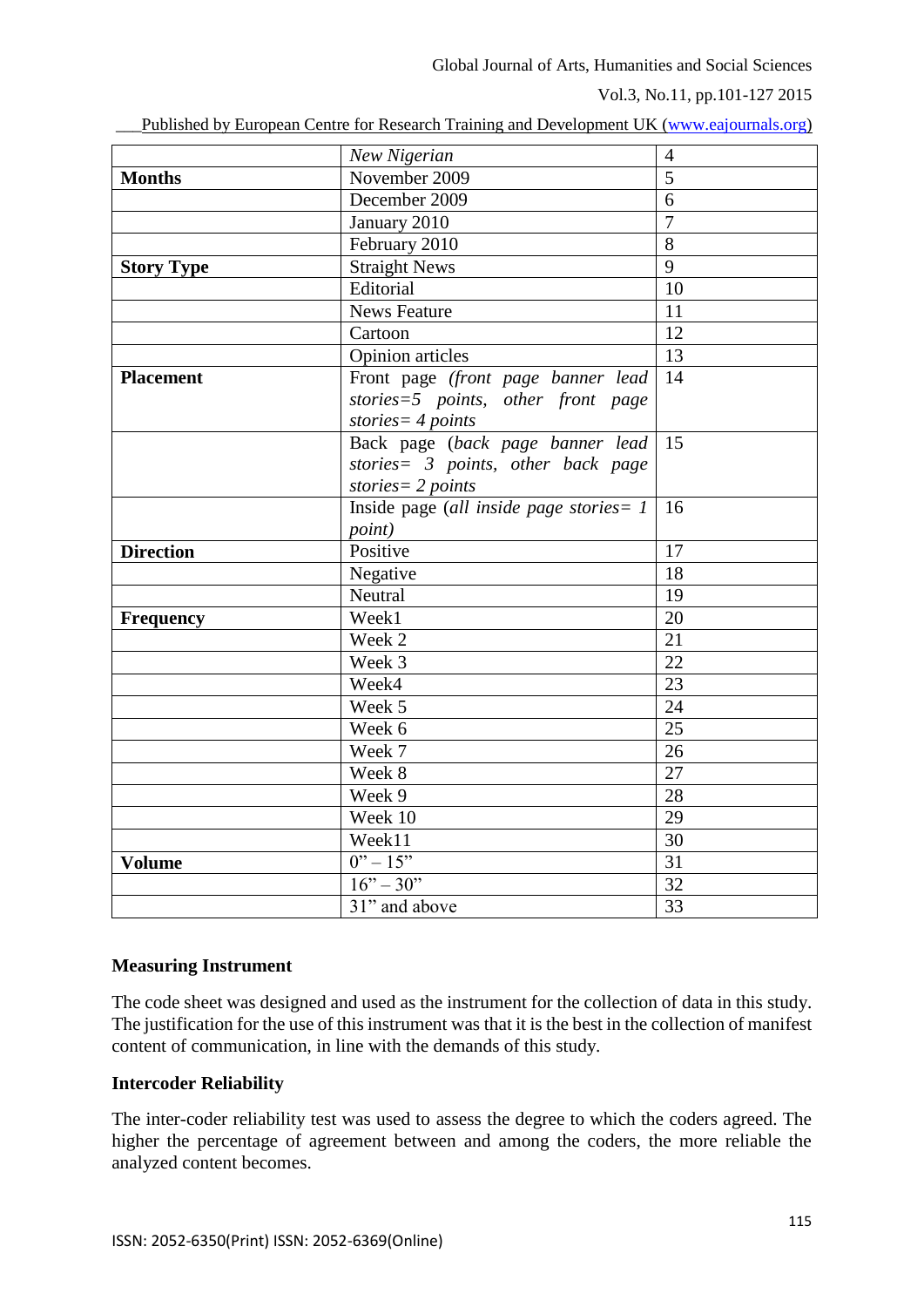| | | |
|---|---|---|
| | *New Nigerian* | 4 |
| **Months** | November 2009 | 5 |
| | December 2009 | 6 |
| | January 2010 | 7 |
| | February 2010 | 8 |
| **Story Type** | Straight News | 9 |
| | Editorial | 10 |
| | News Feature | 11 |
| | Cartoon | 12 |
| | Opinion articles | 13 |
| **Placement** | Front page *(front page banner lead stories=5 points, other front page stories= 4 points* | 14 |
| | Back page (*back page banner lead stories= 3 points, other back page stories= 2 points* | 15 |
| | Inside page (*all inside page stories= 1 point)* | 16 |
| **Direction** | Positive | 17 |
| | Negative | 18 |
| | Neutral | 19 |
| **Frequency** | Week1 | 20 |
| | Week 2 | 21 |
| | Week 3 | 22 |
| | Week4 | 23 |
| | Week 5 | 24 |
| | Week 6 | 25 |
| | Week 7 | 26 |
| | Week 8 | 27 |
| | Week 9 | 28 |
| | Week 10 | 29 |
| | Week11 | 30 |
| **Volume** | 0" – 15" | 31 |
| | 16" – 30" | 32 |
| | 31" and above | 33 |

### Measuring Instrument

The code sheet was designed and used as the instrument for the collection of data in this study. The justification for the use of this instrument was that it is the best in the collection of manifest content of communication, in line with the demands of this study.

### Intercoder Reliability

The inter-coder reliability test was used to assess the degree to which the coders agreed. The higher the percentage of agreement between and among the coders, the more reliable the analyzed content becomes.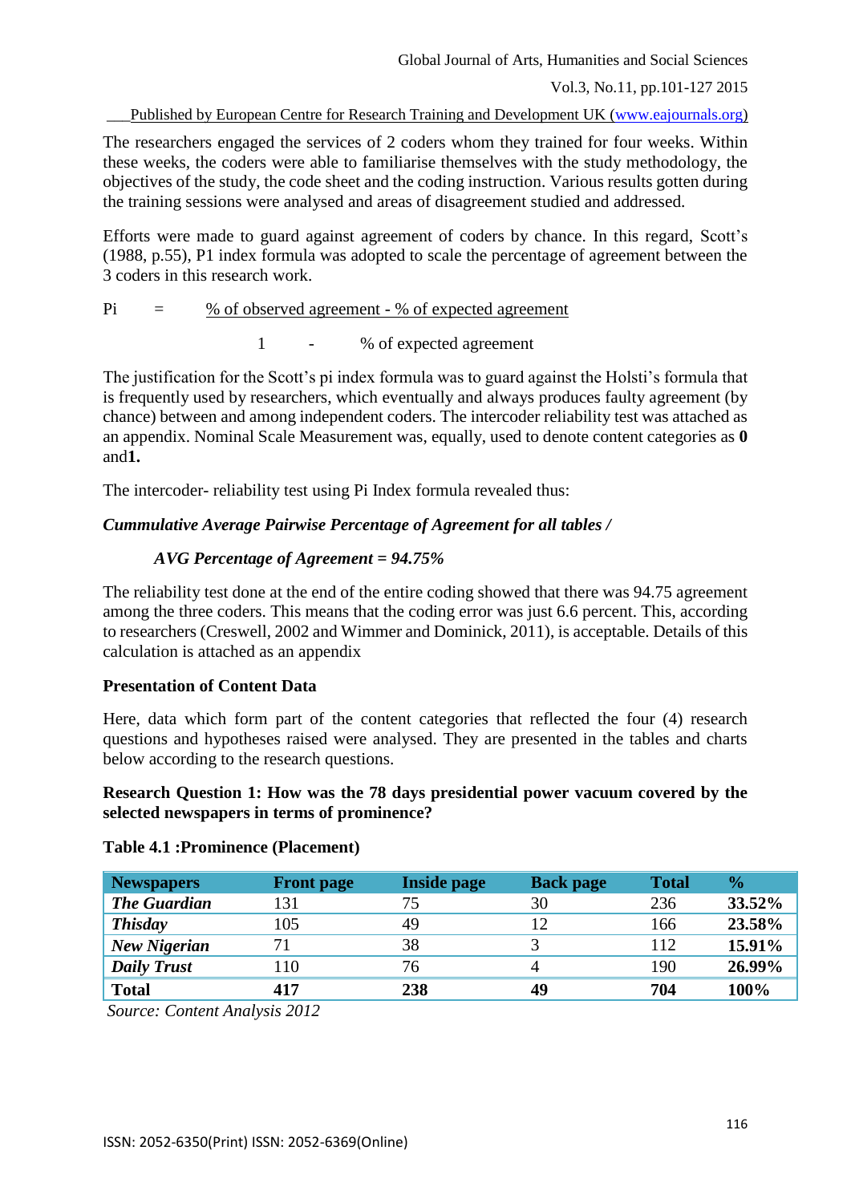The researchers engaged the services of 2 coders whom they trained for four weeks. Within these weeks, the coders were able to familiarise themselves with the study methodology, the objectives of the study, the code sheet and the coding instruction. Various results gotten during the training sessions were analysed and areas of disagreement studied and addressed.

Efforts were made to guard against agreement of coders by chance. In this regard, Scott's (1988, p.55), P1 index formula was adopted to scale the percentage of agreement between the 3 coders in this research work.

$$\text{Pi} = \frac{\text{\% of observed agreement - \% of expected agreement}}{1 - \text{\% of expected agreement}}$$

The justification for the Scott's pi index formula was to guard against the Holsti's formula that is frequently used by researchers, which eventually and always produces faulty agreement (by chance) between and among independent coders. The intercoder reliability test was attached as an appendix. Nominal Scale Measurement was, equally, used to denote content categories as **0** and**1.**

The intercoder- reliability test using Pi Index formula revealed thus:

***Cummulative Average Pairwise Percentage of Agreement for all tables /***

***AVG Percentage of Agreement = 94.75%***

The reliability test done at the end of the entire coding showed that there was 94.75 agreement among the three coders. This means that the coding error was just 6.6 percent. This, according to researchers (Creswell, 2002 and Wimmer and Dominick, 2011), is acceptable. Details of this calculation is attached as an appendix

**Presentation of Content Data**

Here, data which form part of the content categories that reflected the four (4) research questions and hypotheses raised were analysed. They are presented in the tables and charts below according to the research questions.

**Research Question 1: How was the 78 days presidential power vacuum covered by the selected newspapers in terms of prominence?**

**Table 4.1 :Prominence (Placement)**

| Newspapers | Front page | Inside page | Back page | Total | % |
|---|---|---|---|---|---|
| ***The Guardian*** | 131 | 75 | 30 | 236 | **33.52%** |
| ***Thisday*** | 105 | 49 | 12 | 166 | **23.58%** |
| ***New Nigerian*** | 71 | 38 | 3 | 112 | **15.91%** |
| ***Daily Trust*** | 110 | 76 | 4 | 190 | **26.99%** |
| **Total** | **417** | **238** | **49** | **704** | **100%** |

*Source: Content Analysis 2012*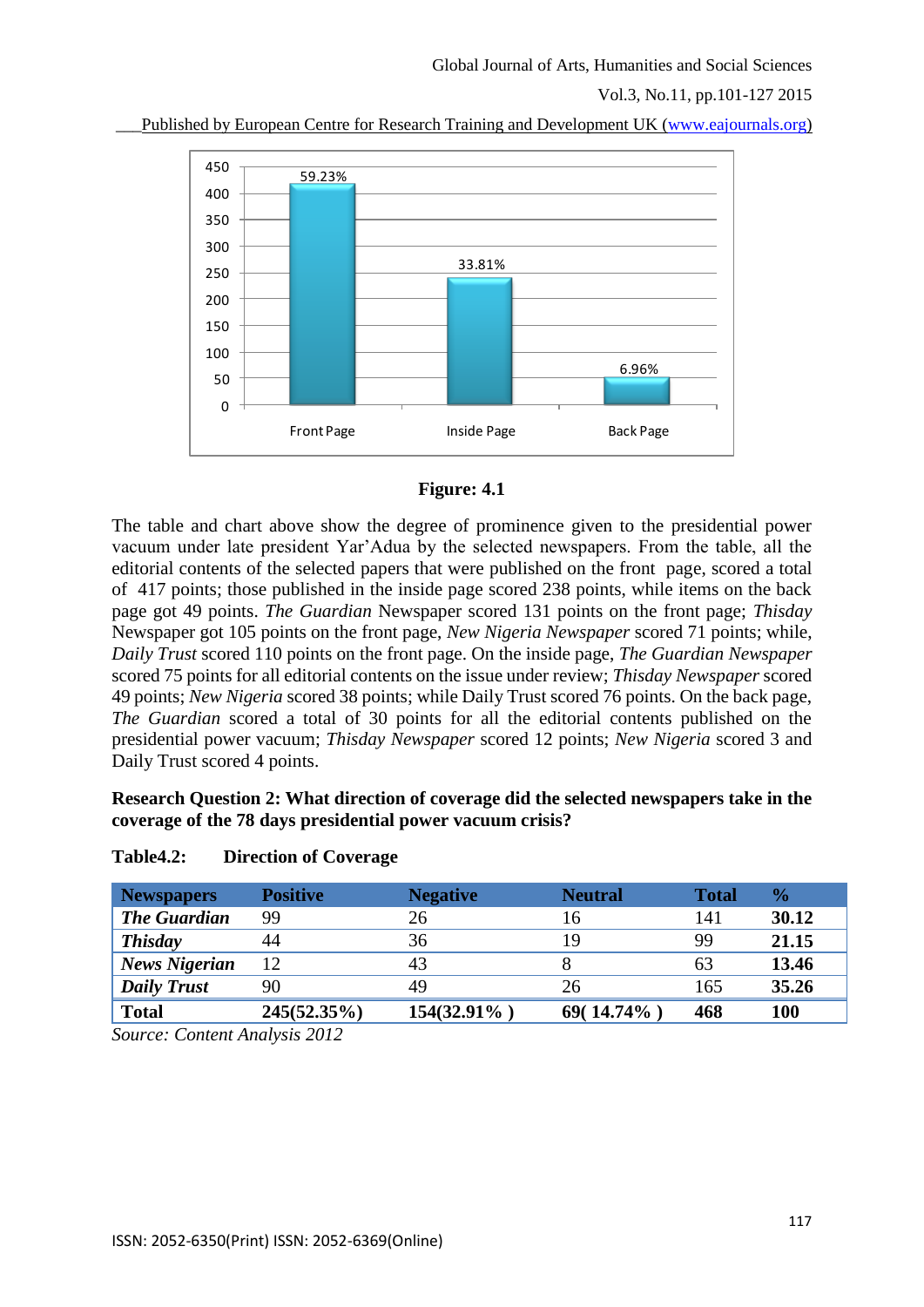**Figure: 4.1**

The table and chart above show the degree of prominence given to the presidential power vacuum under late president Yar'Adua by the selected newspapers. From the table, all the editorial contents of the selected papers that were published on the front page, scored a total of 417 points; those published in the inside page scored 238 points, while items on the back page got 49 points. *The Guardian* Newspaper scored 131 points on the front page; *Thisday* Newspaper got 105 points on the front page, *New Nigeria Newspaper* scored 71 points; while, *Daily Trust* scored 110 points on the front page. On the inside page, *The Guardian Newspaper* scored 75 points for all editorial contents on the issue under review; *Thisday Newspaper* scored 49 points; *New Nigeria* scored 38 points; while Daily Trust scored 76 points. On the back page, *The Guardian* scored a total of 30 points for all the editorial contents published on the presidential power vacuum; *Thisday Newspaper* scored 12 points; *New Nigeria* scored 3 and Daily Trust scored 4 points.

**Research Question 2: What direction of coverage did the selected newspapers take in the coverage of the 78 days presidential power vacuum crisis?**

**Table4.2: Direction of Coverage**

| Newspapers | Positive | Negative | Neutral | Total | % |
|---|---|---|---|---|---|
| ***The Guardian*** | 99 | 26 | 16 | 141 | **30.12** |
| ***Thisday*** | 44 | 36 | 19 | 99 | **21.15** |
| ***News Nigerian*** | 12 | 43 | 8 | 63 | **13.46** |
| ***Daily Trust*** | 90 | 49 | 26 | 165 | **35.26** |
| **Total** | **245(52.35%)** | **154(32.91% )** | **69( 14.74% )** | **468** | **100** |

*Source: Content Analysis 2012*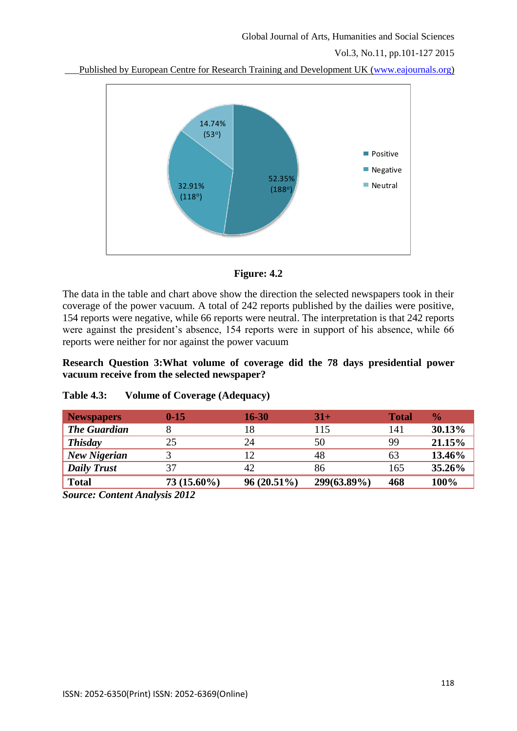14.74% (53°)

32.91% (118°)

52.35% (188°)

- Positive
- Negative
- Neutral

**Figure: 4.2**

The data in the table and chart above show the direction the selected newspapers took in their coverage of the power vacuum. A total of 242 reports published by the dailies were positive, 154 reports were negative, while 66 reports were neutral. The interpretation is that 242 reports were against the president's absence, 154 reports were in support of his absence, while 66 reports were neither for nor against the power vacuum

**Research Question 3:What volume of coverage did the 78 days presidential power vacuum receive from the selected newspaper?**

**Table 4.3: Volume of Coverage (Adequacy)**

| Newspapers | 0-15 | 16-30 | 31+ | Total | % |
|---|---|---|---|---|---|
| ***The Guardian*** | 8 | 18 | 115 | 141 | **30.13%** |
| ***Thisday*** | 25 | 24 | 50 | 99 | **21.15%** |
| ***New Nigerian*** | 3 | 12 | 48 | 63 | **13.46%** |
| ***Daily Trust*** | 37 | 42 | 86 | 165 | **35.26%** |
| **Total** | **73 (15.60%)** | **96 (20.51%)** | **299(63.89%)** | **468** | **100%** |

***Source: Content Analysis 2012***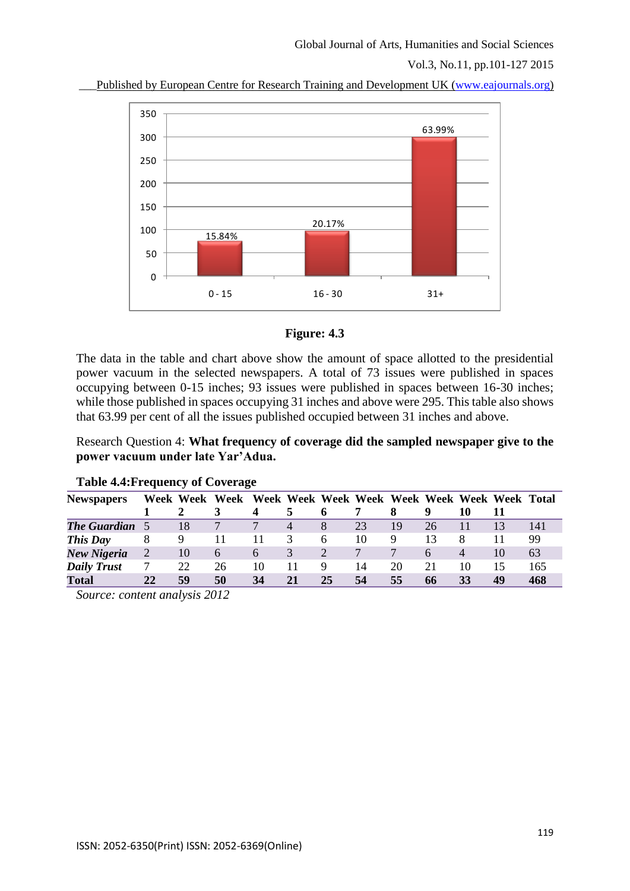**Figure: 4.3**

The data in the table and chart above show the amount of space allotted to the presidential power vacuum in the selected newspapers. A total of 73 issues were published in spaces occupying between 0-15 inches; 93 issues were published in spaces between 16-30 inches; while those published in spaces occupying 31 inches and above were 295. This table also shows that 63.99 per cent of all the issues published occupied between 31 inches and above.

Research Question 4: **What frequency of coverage did the sampled newspaper give to the power vacuum under late Yar'Adua.**

**Table 4.4:Frequency of Coverage**

| Newspapers | Week 1 | Week 2 | Week 3 | Week 4 | Week 5 | Week 6 | Week 7 | Week 8 | Week 9 | Week 10 | Week 11 | Total |
|---|---|---|---|---|---|---|---|---|---|---|---|---|
| ***The Guardian*** | 5 | 18 | 7 | 7 | 4 | 8 | 23 | 19 | 26 | 11 | 13 | 141 |
| ***This Day*** | 8 | 9 | 11 | 11 | 3 | 6 | 10 | 9 | 13 | 8 | 11 | 99 |
| ***New Nigeria*** | 2 | 10 | 6 | 6 | 3 | 2 | 7 | 7 | 6 | 4 | 10 | 63 |
| ***Daily Trust*** | 7 | 22 | 26 | 10 | 11 | 9 | 14 | 20 | 21 | 10 | 15 | 165 |
| **Total** | **22** | **59** | **50** | **34** | **21** | **25** | **54** | **55** | **66** | **33** | **49** | **468** |

*Source: content analysis 2012*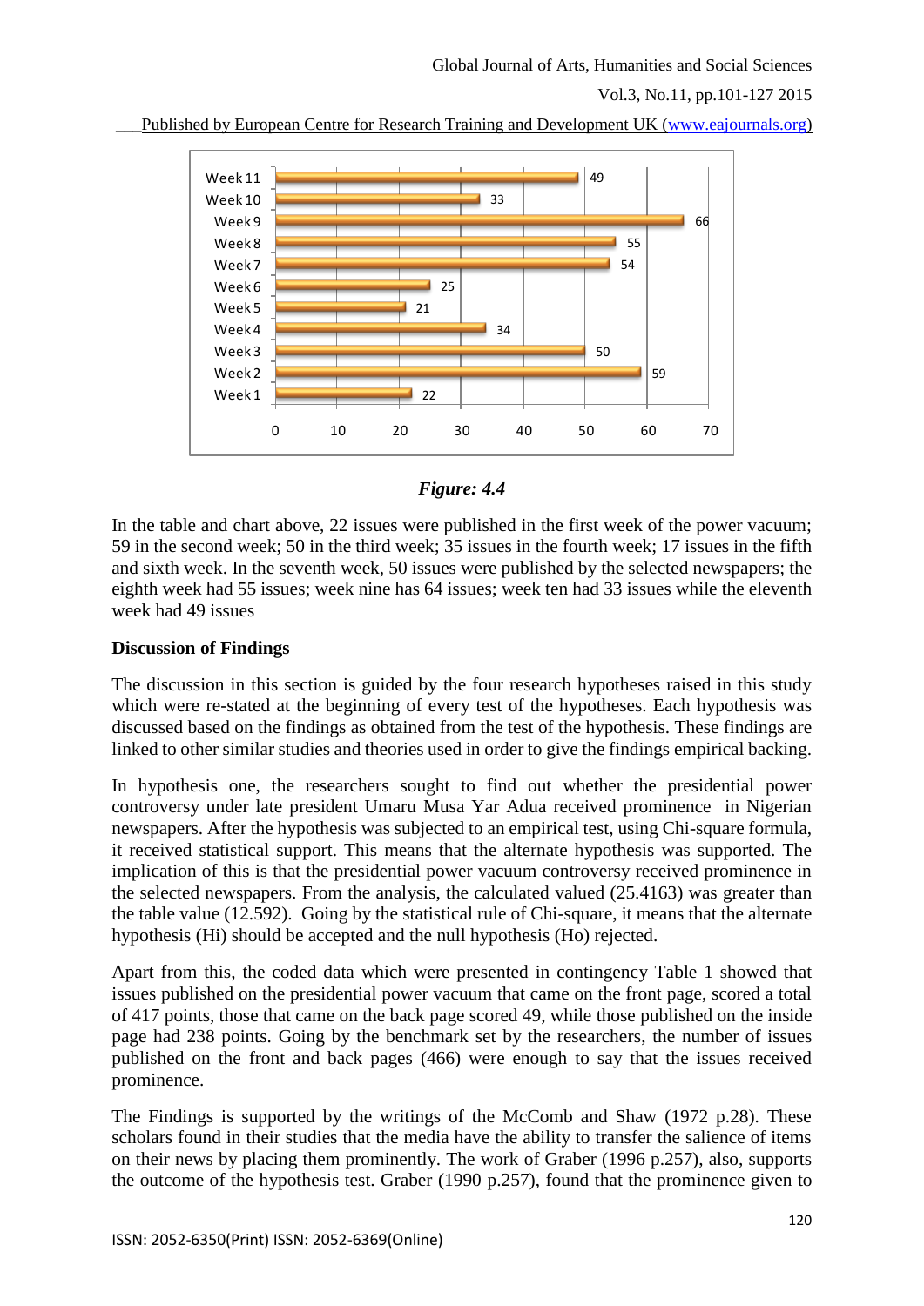| Week | Issues |
|---|---|
| Week 11 | 49 |
| Week 10 | 33 |
| Week 9 | 66 |
| Week 8 | 55 |
| Week 7 | 54 |
| Week 6 | 25 |
| Week 5 | 21 |
| Week 4 | 34 |
| Week 3 | 50 |
| Week 2 | 59 |
| Week 1 | 22 |

***Figure: 4.4***

In the table and chart above, 22 issues were published in the first week of the power vacuum; 59 in the second week; 50 in the third week; 35 issues in the fourth week; 17 issues in the fifth and sixth week. In the seventh week, 50 issues were published by the selected newspapers; the eighth week had 55 issues; week nine has 64 issues; week ten had 33 issues while the eleventh week had 49 issues

**Discussion of Findings**

The discussion in this section is guided by the four research hypotheses raised in this study which were re-stated at the beginning of every test of the hypotheses. Each hypothesis was discussed based on the findings as obtained from the test of the hypothesis. These findings are linked to other similar studies and theories used in order to give the findings empirical backing.

In hypothesis one, the researchers sought to find out whether the presidential power controversy under late president Umaru Musa Yar Adua received prominence in Nigerian newspapers. After the hypothesis was subjected to an empirical test, using Chi-square formula, it received statistical support. This means that the alternate hypothesis was supported. The implication of this is that the presidential power vacuum controversy received prominence in the selected newspapers. From the analysis, the calculated valued (25.4163) was greater than the table value (12.592). Going by the statistical rule of Chi-square, it means that the alternate hypothesis (Hi) should be accepted and the null hypothesis (Ho) rejected.

Apart from this, the coded data which were presented in contingency Table 1 showed that issues published on the presidential power vacuum that came on the front page, scored a total of 417 points, those that came on the back page scored 49, while those published on the inside page had 238 points. Going by the benchmark set by the researchers, the number of issues published on the front and back pages (466) were enough to say that the issues received prominence.

The Findings is supported by the writings of the McComb and Shaw (1972 p.28). These scholars found in their studies that the media have the ability to transfer the salience of items on their news by placing them prominently. The work of Graber (1996 p.257), also, supports the outcome of the hypothesis test. Graber (1990 p.257), found that the prominence given to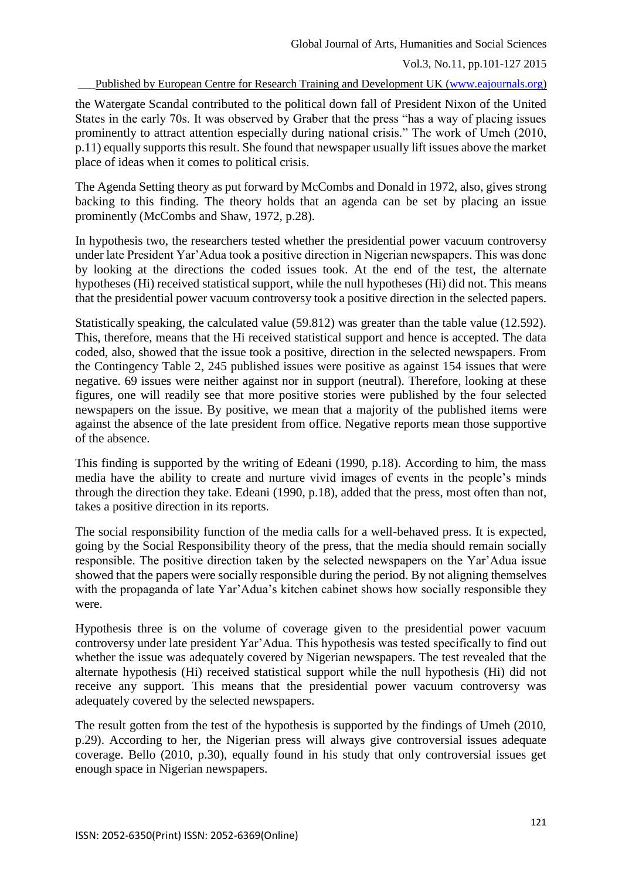the Watergate Scandal contributed to the political down fall of President Nixon of the United States in the early 70s. It was observed by Graber that the press "has a way of placing issues prominently to attract attention especially during national crisis." The work of Umeh (2010, p.11) equally supports this result. She found that newspaper usually lift issues above the market place of ideas when it comes to political crisis.

The Agenda Setting theory as put forward by McCombs and Donald in 1972, also, gives strong backing to this finding. The theory holds that an agenda can be set by placing an issue prominently (McCombs and Shaw, 1972, p.28).

In hypothesis two, the researchers tested whether the presidential power vacuum controversy under late President Yar'Adua took a positive direction in Nigerian newspapers. This was done by looking at the directions the coded issues took. At the end of the test, the alternate hypotheses (Hi) received statistical support, while the null hypotheses (Hi) did not. This means that the presidential power vacuum controversy took a positive direction in the selected papers.

Statistically speaking, the calculated value (59.812) was greater than the table value (12.592). This, therefore, means that the Hi received statistical support and hence is accepted. The data coded, also, showed that the issue took a positive, direction in the selected newspapers. From the Contingency Table 2, 245 published issues were positive as against 154 issues that were negative. 69 issues were neither against nor in support (neutral). Therefore, looking at these figures, one will readily see that more positive stories were published by the four selected newspapers on the issue. By positive, we mean that a majority of the published items were against the absence of the late president from office. Negative reports mean those supportive of the absence.

This finding is supported by the writing of Edeani (1990, p.18). According to him, the mass media have the ability to create and nurture vivid images of events in the people's minds through the direction they take. Edeani (1990, p.18), added that the press, most often than not, takes a positive direction in its reports.

The social responsibility function of the media calls for a well-behaved press. It is expected, going by the Social Responsibility theory of the press, that the media should remain socially responsible. The positive direction taken by the selected newspapers on the Yar'Adua issue showed that the papers were socially responsible during the period. By not aligning themselves with the propaganda of late Yar'Adua's kitchen cabinet shows how socially responsible they were.

Hypothesis three is on the volume of coverage given to the presidential power vacuum controversy under late president Yar'Adua. This hypothesis was tested specifically to find out whether the issue was adequately covered by Nigerian newspapers. The test revealed that the alternate hypothesis (Hi) received statistical support while the null hypothesis (Hi) did not receive any support. This means that the presidential power vacuum controversy was adequately covered by the selected newspapers.

The result gotten from the test of the hypothesis is supported by the findings of Umeh (2010, p.29). According to her, the Nigerian press will always give controversial issues adequate coverage. Bello (2010, p.30), equally found in his study that only controversial issues get enough space in Nigerian newspapers.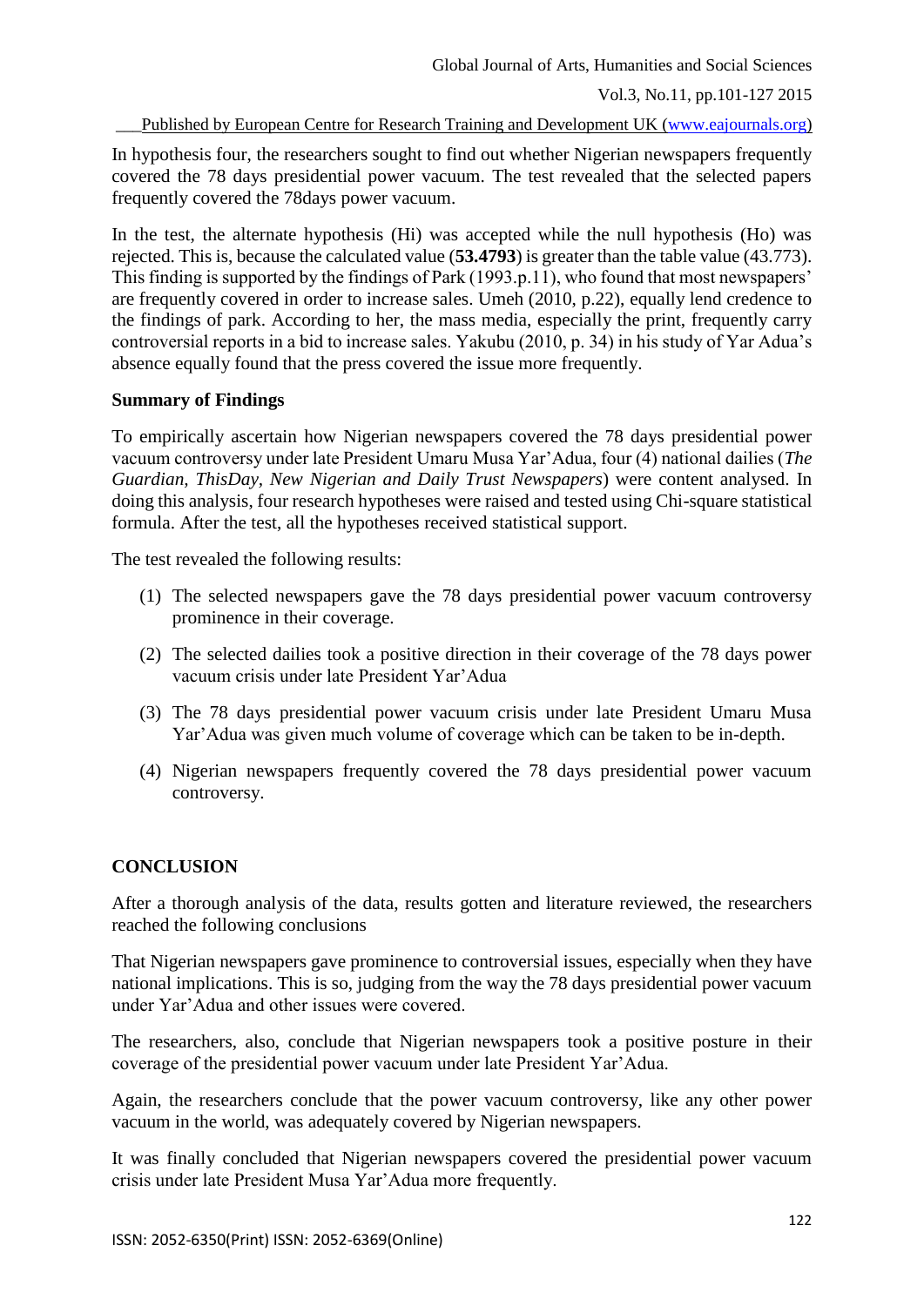In hypothesis four, the researchers sought to find out whether Nigerian newspapers frequently covered the 78 days presidential power vacuum. The test revealed that the selected papers frequently covered the 78days power vacuum.

In the test, the alternate hypothesis (Hi) was accepted while the null hypothesis (Ho) was rejected. This is, because the calculated value (**53.4793**) is greater than the table value (43.773). This finding is supported by the findings of Park (1993.p.11), who found that most newspapers' are frequently covered in order to increase sales. Umeh (2010, p.22), equally lend credence to the findings of park. According to her, the mass media, especially the print, frequently carry controversial reports in a bid to increase sales. Yakubu (2010, p. 34) in his study of Yar Adua's absence equally found that the press covered the issue more frequently.

### Summary of Findings

To empirically ascertain how Nigerian newspapers covered the 78 days presidential power vacuum controversy under late President Umaru Musa Yar'Adua, four (4) national dailies (*The Guardian, ThisDay, New Nigerian and Daily Trust Newspapers*) were content analysed. In doing this analysis, four research hypotheses were raised and tested using Chi-square statistical formula. After the test, all the hypotheses received statistical support.

The test revealed the following results:

(1) The selected newspapers gave the 78 days presidential power vacuum controversy prominence in their coverage.

(2) The selected dailies took a positive direction in their coverage of the 78 days power vacuum crisis under late President Yar'Adua

(3) The 78 days presidential power vacuum crisis under late President Umaru Musa Yar'Adua was given much volume of coverage which can be taken to be in-depth.

(4) Nigerian newspapers frequently covered the 78 days presidential power vacuum controversy.

## CONCLUSION

After a thorough analysis of the data, results gotten and literature reviewed, the researchers reached the following conclusions

That Nigerian newspapers gave prominence to controversial issues, especially when they have national implications. This is so, judging from the way the 78 days presidential power vacuum under Yar'Adua and other issues were covered.

The researchers, also, conclude that Nigerian newspapers took a positive posture in their coverage of the presidential power vacuum under late President Yar'Adua.

Again, the researchers conclude that the power vacuum controversy, like any other power vacuum in the world, was adequately covered by Nigerian newspapers.

It was finally concluded that Nigerian newspapers covered the presidential power vacuum crisis under late President Musa Yar'Adua more frequently.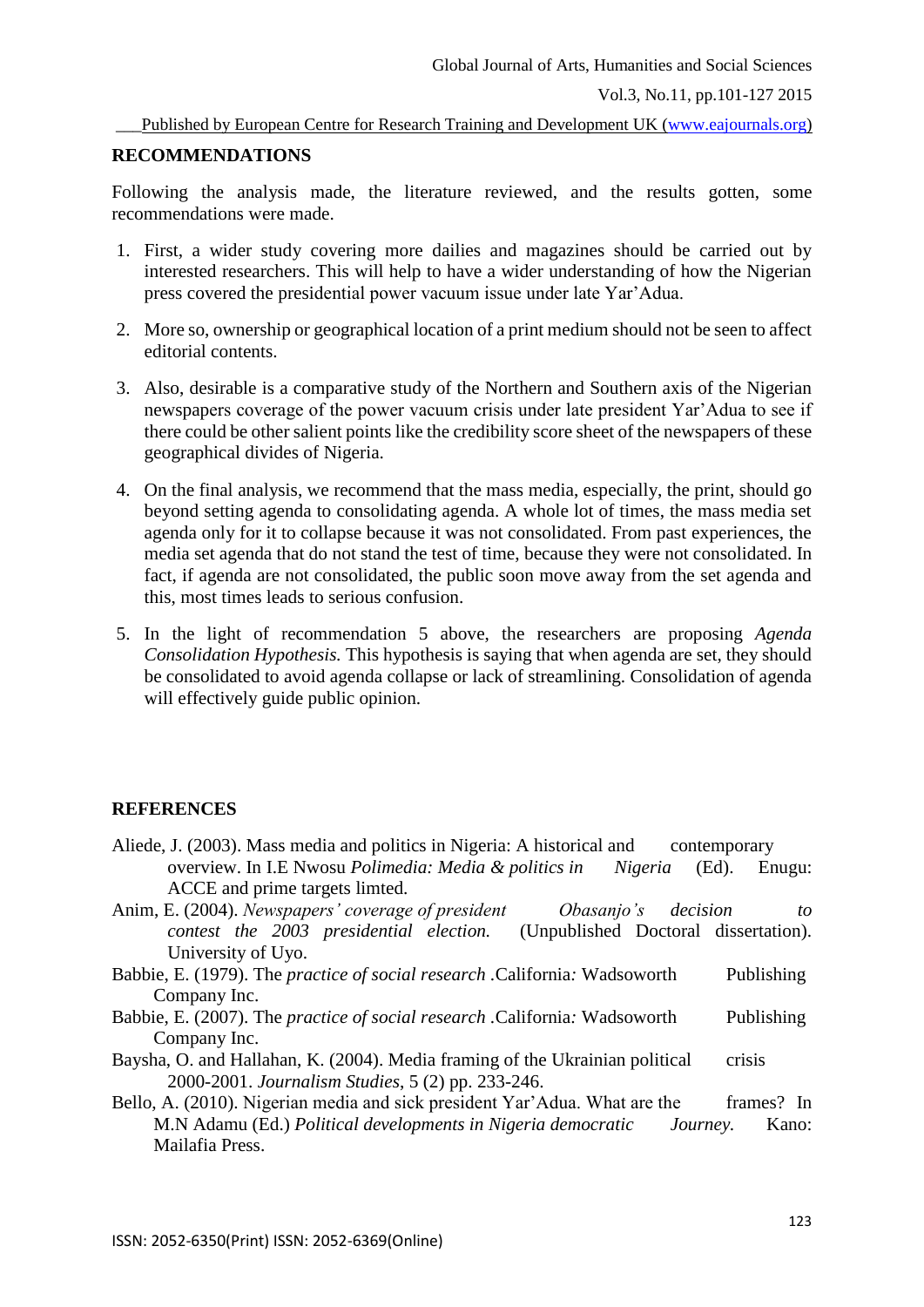## RECOMMENDATIONS

Following the analysis made, the literature reviewed, and the results gotten, some recommendations were made.

1. First, a wider study covering more dailies and magazines should be carried out by interested researchers. This will help to have a wider understanding of how the Nigerian press covered the presidential power vacuum issue under late Yar'Adua.

2. More so, ownership or geographical location of a print medium should not be seen to affect editorial contents.

3. Also, desirable is a comparative study of the Northern and Southern axis of the Nigerian newspapers coverage of the power vacuum crisis under late president Yar'Adua to see if there could be other salient points like the credibility score sheet of the newspapers of these geographical divides of Nigeria.

4. On the final analysis, we recommend that the mass media, especially, the print, should go beyond setting agenda to consolidating agenda. A whole lot of times, the mass media set agenda only for it to collapse because it was not consolidated. From past experiences, the media set agenda that do not stand the test of time, because they were not consolidated. In fact, if agenda are not consolidated, the public soon move away from the set agenda and this, most times leads to serious confusion.

5. In the light of recommendation 5 above, the researchers are proposing *Agenda Consolidation Hypothesis.* This hypothesis is saying that when agenda are set, they should be consolidated to avoid agenda collapse or lack of streamlining. Consolidation of agenda will effectively guide public opinion.

## REFERENCES

Aliede, J. (2003). Mass media and politics in Nigeria: A historical and contemporary overview. In I.E Nwosu *Polimedia: Media & politics in Nigeria* (Ed). Enugu: ACCE and prime targets limted.

Anim, E. (2004). *Newspapers' coverage of president Obasanjo's decision to contest the 2003 presidential election.* (Unpublished Doctoral dissertation). University of Uyo.

Babbie, E. (1979). The *practice of social research* .California*:* Wadsoworth Publishing Company Inc.

Babbie, E. (2007). The *practice of social research* .California*:* Wadsoworth Publishing Company Inc.

Baysha, O. and Hallahan, K. (2004). Media framing of the Ukrainian political crisis 2000-2001. *Journalism Studies*, 5 (2) pp. 233-246.

Bello, A. (2010). Nigerian media and sick president Yar'Adua. What are the frames? In M.N Adamu (Ed.) *Political developments in Nigeria democratic Journey.* Kano: Mailafia Press.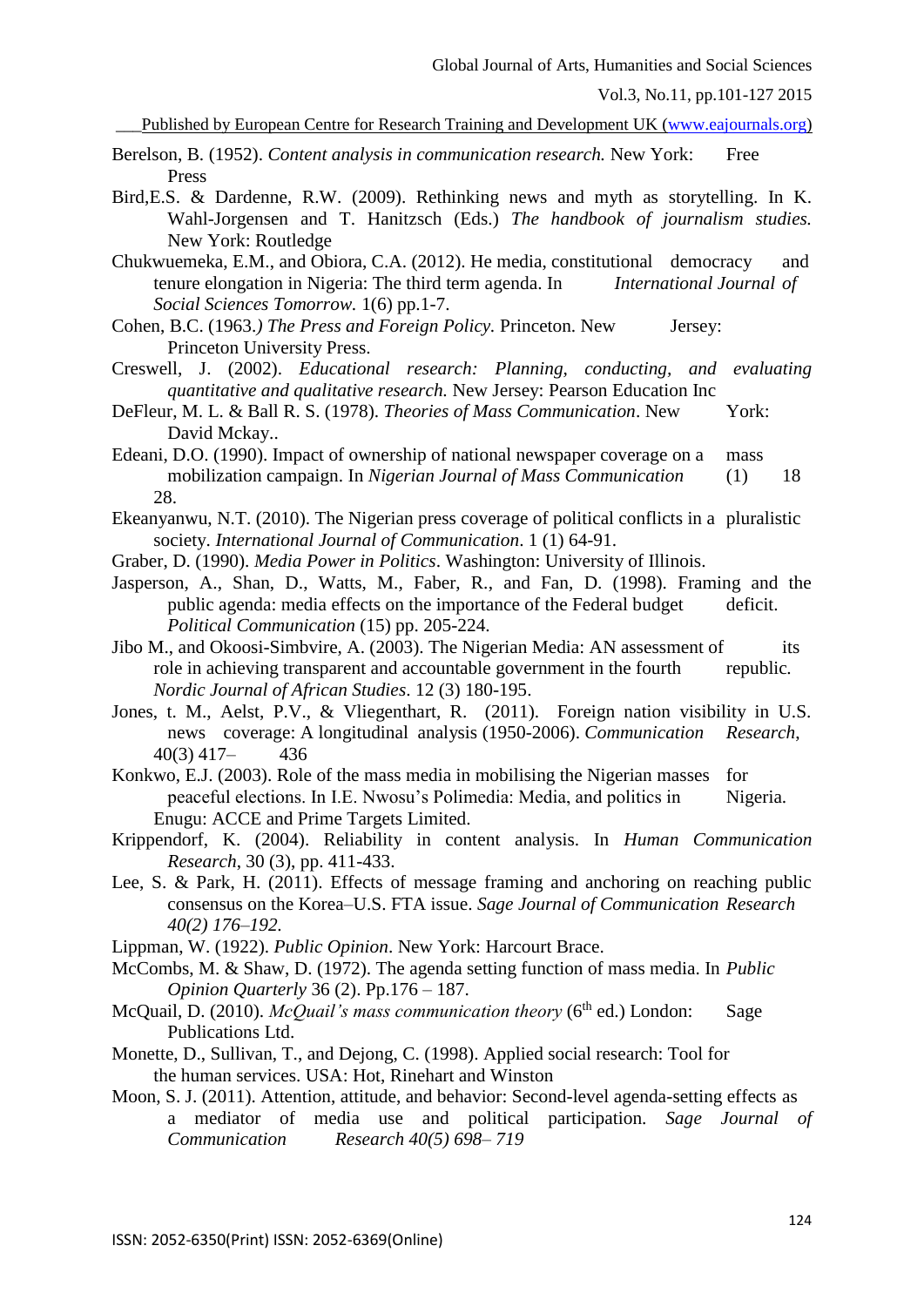Berelson, B. (1952). *Content analysis in communication research.* New York: Free Press

Bird,E.S. & Dardenne, R.W. (2009). Rethinking news and myth as storytelling. In K. Wahl-Jorgensen and T. Hanitzsch (Eds.) *The handbook of journalism studies.* New York: Routledge

Chukwuemeka, E.M., and Obiora, C.A. (2012). He media, constitutional democracy and tenure elongation in Nigeria: The third term agenda. In *International Journal of Social Sciences Tomorrow.* 1(6) pp.1-7.

Cohen, B.C. (1963.*) The Press and Foreign Policy.* Princeton. New Jersey: Princeton University Press.

Creswell, J. (2002). *Educational research: Planning, conducting, and evaluating quantitative and qualitative research.* New Jersey: Pearson Education Inc

DeFleur, M. L. & Ball R. S. (1978). *Theories of Mass Communication*. New York: David Mckay..

Edeani, D.O. (1990). Impact of ownership of national newspaper coverage on a mass mobilization campaign. In *Nigerian Journal of Mass Communication* (1) 18 28.

Ekeanyanwu, N.T. (2010). The Nigerian press coverage of political conflicts in a pluralistic society. *International Journal of Communication*. 1 (1) 64-91.

Graber, D. (1990). *Media Power in Politics*. Washington: University of Illinois.

Jasperson, A., Shan, D., Watts, M., Faber, R., and Fan, D. (1998). Framing and the public agenda: media effects on the importance of the Federal budget deficit. *Political Communication* (15) pp. 205-224.

Jibo M., and Okoosi-Simbvire, A. (2003). The Nigerian Media: AN assessment of its role in achieving transparent and accountable government in the fourth republic. *Nordic Journal of African Studies*. 12 (3) 180-195.

Jones, t. M., Aelst, P.V., & Vliegenthart, R. (2011). Foreign nation visibility in U.S. news coverage: A longitudinal analysis (1950-2006). *Communication Research,* 40(3) 417– 436

Konkwo, E.J. (2003). Role of the mass media in mobilising the Nigerian masses for peaceful elections. In I.E. Nwosu's Polimedia: Media, and politics in Nigeria. Enugu: ACCE and Prime Targets Limited.

Krippendorf, K. (2004). Reliability in content analysis. In *Human Communication Research*, 30 (3), pp. 411-433.

Lee, S. & Park, H. (2011). Effects of message framing and anchoring on reaching public consensus on the Korea–U.S. FTA issue. *Sage Journal of Communication Research 40(2) 176–192.*

Lippman, W. (1922). *Public Opinion*. New York: Harcourt Brace.

McCombs, M. & Shaw, D. (1972). The agenda setting function of mass media. In *Public Opinion Quarterly* 36 (2). Pp.176 – 187.

McQuail, D. (2010). *McQuail's mass communication theory* (6th ed.) London: Sage Publications Ltd.

Monette, D., Sullivan, T., and Dejong, C. (1998). Applied social research: Tool for the human services. USA: Hot, Rinehart and Winston

Moon, S. J. (2011). Attention, attitude, and behavior: Second-level agenda-setting effects as a mediator of media use and political participation. *Sage Journal of Communication Research 40(5) 698– 719*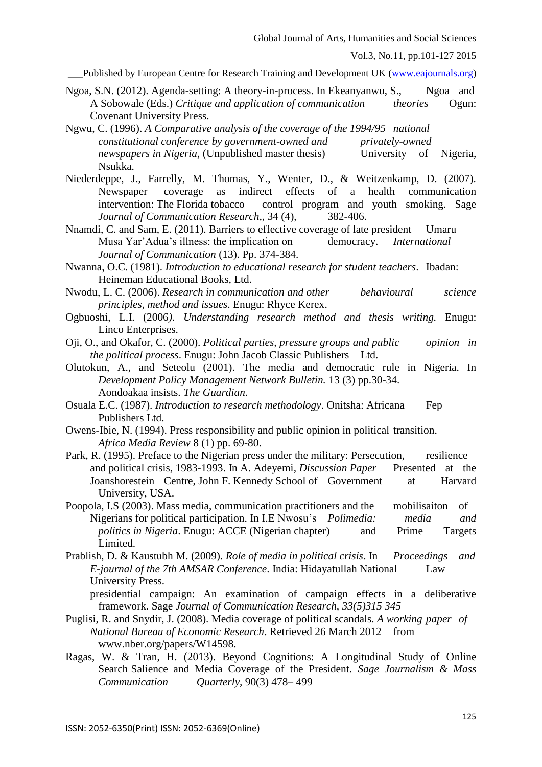Ngoa, S.N. (2012). Agenda-setting: A theory-in-process. In Ekeanyanwu, S., Ngoa and A Sobowale (Eds.) *Critique and application of communication theories* Ogun: Covenant University Press.

Ngwu, C. (1996). *A Comparative analysis of the coverage of the 1994/95 national constitutional conference by government-owned and privately-owned newspapers in Nigeria*, (Unpublished master thesis) University of Nigeria, Nsukka.

Niederdeppe, J., Farrelly, M. Thomas, Y., Wenter, D., & Weitzenkamp, D. (2007). Newspaper coverage as indirect effects of a health communication intervention: The Florida tobacco control program and youth smoking. Sage *Journal of Communication Research*,, 34 (4), 382-406.

Nnamdi, C. and Sam, E. (2011). Barriers to effective coverage of late president Umaru Musa Yar'Adua's illness: the implication on democracy. *International Journal of Communication* (13). Pp. 374-384.

Nwanna, O.C. (1981). *Introduction to educational research for student teachers*. Ibadan: Heineman Educational Books, Ltd.

Nwodu, L. C. (2006). *Research in communication and other behavioural science principles, method and issues*. Enugu: Rhyce Kerex.

Ogbuoshi, L.I. (2006*). Understanding research method and thesis writing.* Enugu: Linco Enterprises.

Oji, O., and Okafor, C. (2000). *Political parties, pressure groups and public opinion in the political process*. Enugu: John Jacob Classic Publishers Ltd.

Olutokun, A., and Seteolu (2001). The media and democratic rule in Nigeria. In *Development Policy Management Network Bulletin.* 13 (3) pp.30-34. Aondoakaa insists. *The Guardian*.

Osuala E.C. (1987). *Introduction to research methodology*. Onitsha: Africana Fep Publishers Ltd.

Owens-Ibie, N. (1994). Press responsibility and public opinion in political transition. *Africa Media Review* 8 (1) pp. 69-80.

Park, R. (1995). Preface to the Nigerian press under the military: Persecution, resilience and political crisis, 1983-1993. In A. Adeyemi, *Discussion Paper* Presented at the Joanshorestein Centre, John F. Kennedy School of Government at Harvard University, USA.

Poopola, I.S (2003). Mass media, communication practitioners and the mobilisaiton of Nigerians for political participation. In I.E Nwosu's *Polimedia: media and politics in Nigeria*. Enugu: ACCE (Nigerian chapter) and Prime Targets Limited.

Prablish, D. & Kaustubh M. (2009). *Role of media in political crisis*. In *Proceedings and E-journal of the 7th AMSAR Conference*. India: Hidayatullah National Law University Press.

presidential campaign: An examination of campaign effects in a deliberative framework. Sage *Journal of Communication Research, 33(5)315 345*

Puglisi, R. and Snydir, J. (2008). Media coverage of political scandals. *A working paper of National Bureau of Economic Research*. Retrieved 26 March 2012 from www.nber.org/papers/W14598.

Ragas, W. & Tran, H. (2013). Beyond Cognitions: A Longitudinal Study of Online Search Salience and Media Coverage of the President. *Sage Journalism & Mass Communication Quarterly*, 90(3) 478– 499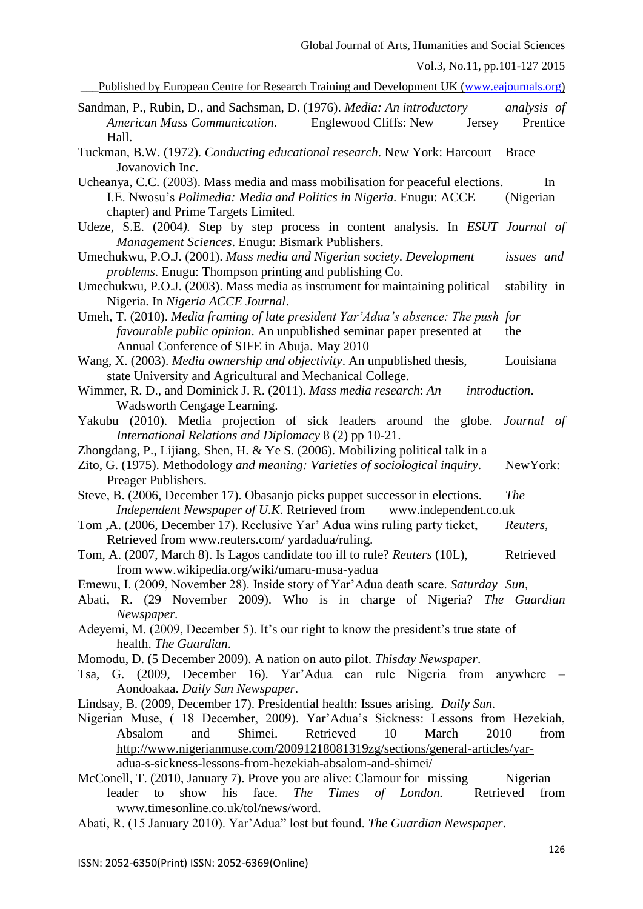Sandman, P., Rubin, D., and Sachsman, D. (1976). *Media: An introductory analysis of American Mass Communication*. Englewood Cliffs: New Jersey Prentice Hall.

Tuckman, B.W. (1972). *Conducting educational research*. New York: Harcourt Brace Jovanovich Inc.

Ucheanya, C.C. (2003). Mass media and mass mobilisation for peaceful elections. In I.E. Nwosu's *Polimedia: Media and Politics in Nigeria.* Enugu: ACCE (Nigerian chapter) and Prime Targets Limited.

Udeze, S.E. (2004*).* Step by step process in content analysis. In *ESUT Journal of Management Sciences*. Enugu: Bismark Publishers.

Umechukwu, P.O.J. (2001). *Mass media and Nigerian society. Development issues and problems*. Enugu: Thompson printing and publishing Co.

Umechukwu, P.O.J. (2003). Mass media as instrument for maintaining political stability in Nigeria. In *Nigeria ACCE Journal*.

Umeh, T. (2010). *Media framing of late president Yar'Adua's absence: The push for favourable public opinion*. An unpublished seminar paper presented at the Annual Conference of SIFE in Abuja. May 2010

Wang, X. (2003). *Media ownership and objectivity*. An unpublished thesis, Louisiana state University and Agricultural and Mechanical College.

Wimmer, R. D., and Dominick J. R. (2011). *Mass media research*: *An introduction*. Wadsworth Cengage Learning.

Yakubu (2010). Media projection of sick leaders around the globe. *Journal of International Relations and Diplomacy* 8 (2) pp 10-21.

Zhongdang, P., Lijiang, Shen, H. & Ye S. (2006). Mobilizing political talk in a

Zito, G. (1975). Methodology *and meaning: Varieties of sociological inquiry*. NewYork: Preager Publishers.

Steve, B. (2006, December 17). Obasanjo picks puppet successor in elections. *The Independent Newspaper of U.K*. Retrieved from www.independent.co.uk

Tom ,A. (2006, December 17). Reclusive Yar' Adua wins ruling party ticket, *Reuters*, Retrieved from www.reuters.com/ yardadua/ruling.

Tom, A. (2007, March 8). Is Lagos candidate too ill to rule? *Reuters* (10L), Retrieved from www.wikipedia.org/wiki/umaru-musa-yadua

Emewu, I. (2009, November 28). Inside story of Yar'Adua death scare. *Saturday Sun,*

Abati, R. (29 November 2009). Who is in charge of Nigeria? *The Guardian Newspaper.*

Adeyemi, M. (2009, December 5). It's our right to know the president's true state of health. *The Guardian*.

Momodu, D. (5 December 2009). A nation on auto pilot. *Thisday Newspaper*.

Tsa, G. (2009, December 16). Yar'Adua can rule Nigeria from anywhere – Aondoakaa. *Daily Sun Newspaper*.

Lindsay, B. (2009, December 17). Presidential health: Issues arising. *Daily Sun.*

Nigerian Muse, ( 18 December, 2009). Yar'Adua's Sickness: Lessons from Hezekiah, Absalom and Shimei. Retrieved 10 March 2010 from http://www.nigerianmuse.com/20091218081319zg/sections/general-articles/yar-adua-s-sickness-lessons-from-hezekiah-absalom-and-shimei/

McConell, T. (2010, January 7). Prove you are alive: Clamour for missing Nigerian leader to show his face. *The Times of London.* Retrieved from www.timesonline.co.uk/tol/news/word.

Abati, R. (15 January 2010). Yar'Adua" lost but found. *The Guardian Newspaper.*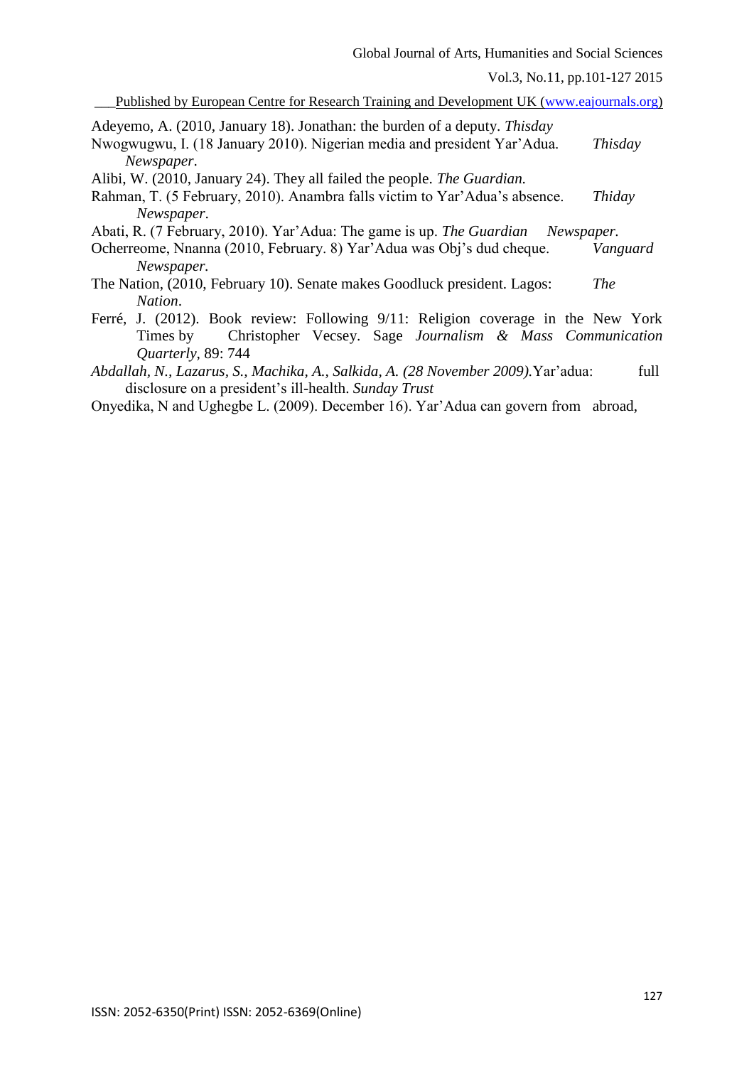Adeyemo, A. (2010, January 18). Jonathan: the burden of a deputy. *Thisday*

Nwogwugwu, I. (18 January 2010). Nigerian media and president Yar'Adua. *Thisday Newspaper*.

Alibi, W. (2010, January 24). They all failed the people. *The Guardian.*

Rahman, T. (5 February, 2010). Anambra falls victim to Yar'Adua's absence. *Thiday Newspaper*.

Abati, R. (7 February, 2010). Yar'Adua: The game is up. *The Guardian Newspaper.*

Ocherreome, Nnanna (2010, February. 8) Yar'Adua was Obj's dud cheque. *Vanguard Newspaper.*

The Nation, (2010, February 10). Senate makes Goodluck president. Lagos: *The Nation*.

Ferré, J. (2012). Book review: Following 9/11: Religion coverage in the New York Times by Christopher Vecsey. Sage *Journalism & Mass Communication Quarterly,* 89: 744

*Abdallah, N., Lazarus, S., Machika, A., Salkida, A. (28 November 2009).* Yar'adua: full disclosure on a president's ill-health. *Sunday Trust*

Onyedika, N and Ughegbe L. (2009). December 16). Yar'Adua can govern from abroad,